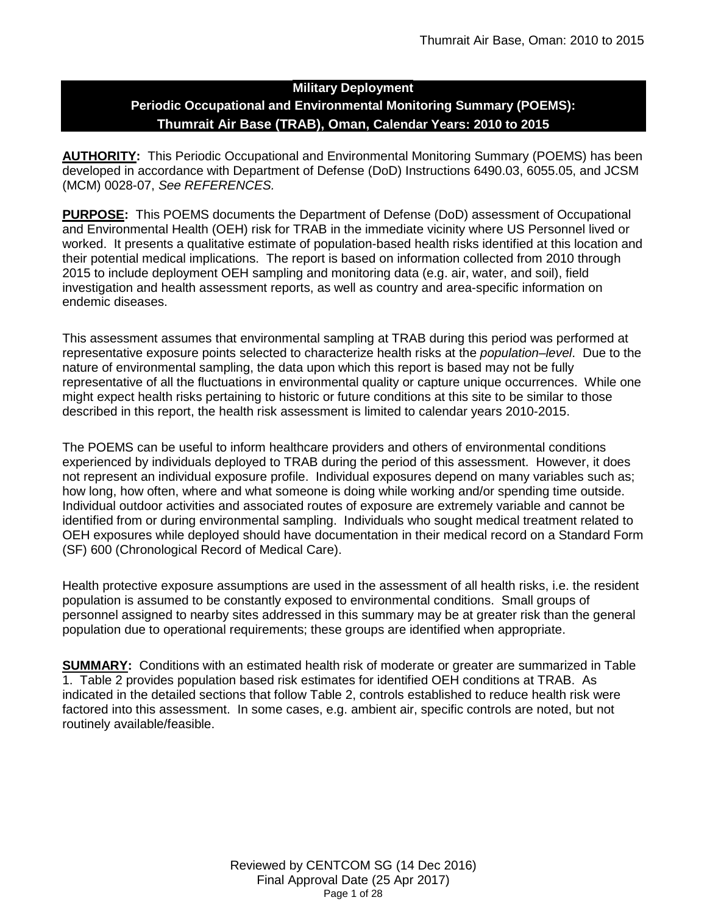# Military Deployment
## Periodic Occupational and Environmental Monitoring Summary (POEMS): Thumrait Air Base (TRAB), Oman, Calendar Years: 2010 to 2015

**AUTHORITY:** This Periodic Occupational and Environmental Monitoring Summary (POEMS) has been developed in accordance with Department of Defense (DoD) Instructions 6490.03, 6055.05, and JCSM (MCM) 0028-07, *See REFERENCES.*

**PURPOSE:** This POEMS documents the Department of Defense (DoD) assessment of Occupational and Environmental Health (OEH) risk for TRAB in the immediate vicinity where US Personnel lived or worked. It presents a qualitative estimate of population-based health risks identified at this location and their potential medical implications. The report is based on information collected from 2010 through 2015 to include deployment OEH sampling and monitoring data (e.g. air, water, and soil), field investigation and health assessment reports, as well as country and area-specific information on endemic diseases.

This assessment assumes that environmental sampling at TRAB during this period was performed at representative exposure points selected to characterize health risks at the *population–level*. Due to the nature of environmental sampling, the data upon which this report is based may not be fully representative of all the fluctuations in environmental quality or capture unique occurrences. While one might expect health risks pertaining to historic or future conditions at this site to be similar to those described in this report, the health risk assessment is limited to calendar years 2010-2015.

The POEMS can be useful to inform healthcare providers and others of environmental conditions experienced by individuals deployed to TRAB during the period of this assessment. However, it does not represent an individual exposure profile. Individual exposures depend on many variables such as; how long, how often, where and what someone is doing while working and/or spending time outside. Individual outdoor activities and associated routes of exposure are extremely variable and cannot be identified from or during environmental sampling. Individuals who sought medical treatment related to OEH exposures while deployed should have documentation in their medical record on a Standard Form (SF) 600 (Chronological Record of Medical Care).

Health protective exposure assumptions are used in the assessment of all health risks, i.e. the resident population is assumed to be constantly exposed to environmental conditions. Small groups of personnel assigned to nearby sites addressed in this summary may be at greater risk than the general population due to operational requirements; these groups are identified when appropriate.

**SUMMARY:** Conditions with an estimated health risk of moderate or greater are summarized in Table 1. Table 2 provides population based risk estimates for identified OEH conditions at TRAB. As indicated in the detailed sections that follow Table 2, controls established to reduce health risk were factored into this assessment. In some cases, e.g. ambient air, specific controls are noted, but not routinely available/feasible.

Reviewed by CENTCOM SG (14 Dec 2016)
Final Approval Date (25 Apr 2017)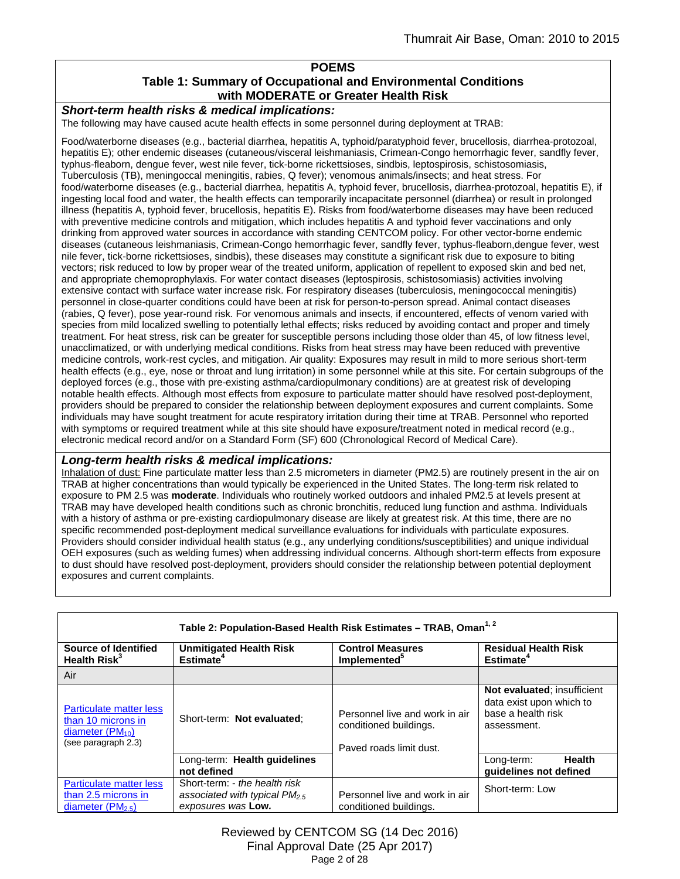## POEMS

### Table 1: Summary of Occupational and Environmental Conditions with MODERATE or Greater Health Risk

***Short-term health risks & medical implications:***

The following may have caused acute health effects in some personnel during deployment at TRAB:

Food/waterborne diseases (e.g., bacterial diarrhea, hepatitis A, typhoid/paratyphoid fever, brucellosis, diarrhea-protozoal, hepatitis E); other endemic diseases (cutaneous/visceral leishmaniasis, Crimean-Congo hemorrhagic fever, sandfly fever, typhus-fleaborn, dengue fever, west nile fever, tick-borne rickettsioses, sindbis, leptospirosis, schistosomiasis, Tuberculosis (TB), meningoccal meningitis, rabies, Q fever); venomous animals/insects; and heat stress. For food/waterborne diseases (e.g., bacterial diarrhea, hepatitis A, typhoid fever, brucellosis, diarrhea-protozoal, hepatitis E), if ingesting local food and water, the health effects can temporarily incapacitate personnel (diarrhea) or result in prolonged illness (hepatitis A, typhoid fever, brucellosis, hepatitis E). Risks from food/waterborne diseases may have been reduced with preventive medicine controls and mitigation, which includes hepatitis A and typhoid fever vaccinations and only drinking from approved water sources in accordance with standing CENTCOM policy. For other vector-borne endemic diseases (cutaneous leishmaniasis, Crimean-Congo hemorrhagic fever, sandfly fever, typhus-fleaborn,dengue fever, west nile fever, tick-borne rickettsioses, sindbis), these diseases may constitute a significant risk due to exposure to biting vectors; risk reduced to low by proper wear of the treated uniform, application of repellent to exposed skin and bed net, and appropriate chemoprophylaxis. For water contact diseases (leptospirosis, schistosomiasis) activities involving extensive contact with surface water increase risk. For respiratory diseases (tuberculosis, meningococcal meningitis) personnel in close-quarter conditions could have been at risk for person-to-person spread. Animal contact diseases (rabies, Q fever), pose year-round risk. For venomous animals and insects, if encountered, effects of venom varied with species from mild localized swelling to potentially lethal effects; risks reduced by avoiding contact and proper and timely treatment. For heat stress, risk can be greater for susceptible persons including those older than 45, of low fitness level, unacclimatized, or with underlying medical conditions. Risks from heat stress may have been reduced with preventive medicine controls, work-rest cycles, and mitigation. Air quality: Exposures may result in mild to more serious short-term health effects (e.g., eye, nose or throat and lung irritation) in some personnel while at this site. For certain subgroups of the deployed forces (e.g., those with pre-existing asthma/cardiopulmonary conditions) are at greatest risk of developing notable health effects. Although most effects from exposure to particulate matter should have resolved post-deployment, providers should be prepared to consider the relationship between deployment exposures and current complaints. Some individuals may have sought treatment for acute respiratory irritation during their time at TRAB. Personnel who reported with symptoms or required treatment while at this site should have exposure/treatment noted in medical record (e.g., electronic medical record and/or on a Standard Form (SF) 600 (Chronological Record of Medical Care).

***Long-term health risks & medical implications:***

Inhalation of dust: Fine particulate matter less than 2.5 micrometers in diameter (PM2.5) are routinely present in the air on TRAB at higher concentrations than would typically be experienced in the United States. The long-term risk related to exposure to PM 2.5 was **moderate**. Individuals who routinely worked outdoors and inhaled PM2.5 at levels present at TRAB may have developed health conditions such as chronic bronchitis, reduced lung function and asthma. Individuals with a history of asthma or pre-existing cardiopulmonary disease are likely at greatest risk. At this time, there are no specific recommended post-deployment medical surveillance evaluations for individuals with particulate exposures. Providers should consider individual health status (e.g., any underlying conditions/susceptibilities) and unique individual OEH exposures (such as welding fumes) when addressing individual concerns. Although short-term effects from exposure to dust should have resolved post-deployment, providers should consider the relationship between potential deployment exposures and current complaints.

**Table 2: Population-Based Health Risk Estimates – TRAB, Oman[1, 2]**

| Source of Identified Health Risk[3] | Unmitigated Health Risk Estimate[4] | Control Measures Implemented[5] | Residual Health Risk Estimate[4] |
|---|---|---|---|
| Air | | | |
| Particulate matter less than 10 microns in diameter ($PM_{10}$) (see paragraph 2.3) | Short-term: **Not evaluated**; | Personnel live and work in air conditioned buildings. Paved roads limit dust. | **Not evaluated**; insufficient data exist upon which to base a health risk assessment. |
| | Long-term: **Health guidelines not defined** | | Long-term: **Health guidelines not defined** |
| Particulate matter less than 2.5 microns in diameter ($PM_{2.5}$) | Short-term: - *the health risk associated with typical $PM_{2.5}$ exposures was* **Low.** | Personnel live and work in air conditioned buildings. | Short-term: Low |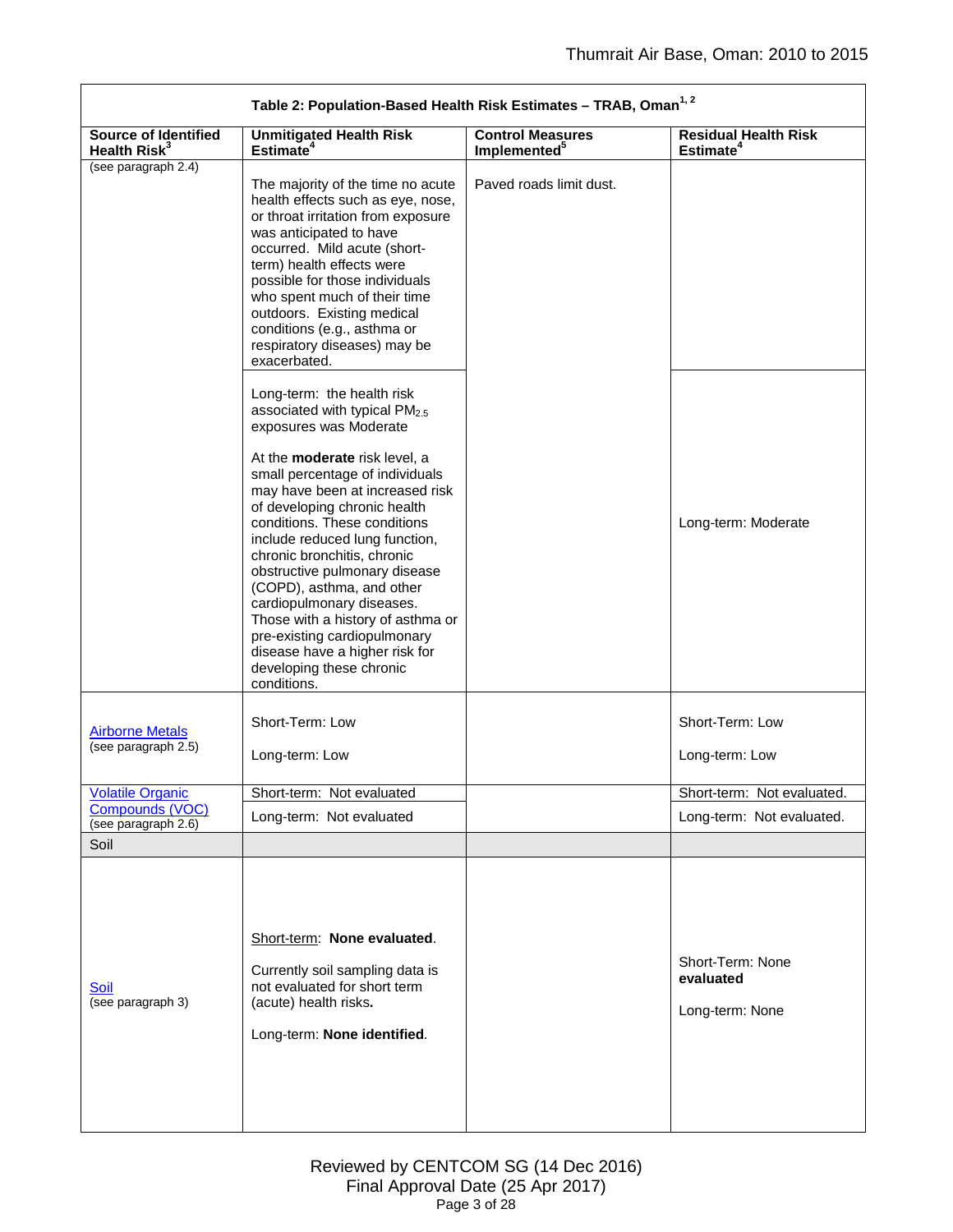| Table 2: Population-Based Health Risk Estimates – TRAB, Oman[1, 2] | | | |
|---|---|---|---|
| **Source of Identified Health Risk[3]** | **Unmitigated Health Risk Estimate[4]** | **Control Measures Implemented[5]** | **Residual Health Risk Estimate[4]** |
| (see paragraph 2.4) | The majority of the time no acute health effects such as eye, nose, or throat irritation from exposure was anticipated to have occurred. Mild acute (short-term) health effects were possible for those individuals who spent much of their time outdoors. Existing medical conditions (e.g., asthma or respiratory diseases) may be exacerbated. | Paved roads limit dust. | |
| | Long-term: the health risk associated with typical $PM_{2.5}$ exposures was Moderate<br><br>At the **moderate** risk level, a small percentage of individuals may have been at increased risk of developing chronic health conditions. These conditions include reduced lung function, chronic bronchitis, chronic obstructive pulmonary disease (COPD), asthma, and other cardiopulmonary diseases. Those with a history of asthma or pre-existing cardiopulmonary disease have a higher risk for developing these chronic conditions. | | Long-term: Moderate |
| Airborne Metals (see paragraph 2.5) | Short-Term: Low<br><br>Long-term: Low | | Short-Term: Low<br><br>Long-term: Low |
| Volatile Organic Compounds (VOC) (see paragraph 2.6) | Short-term: Not evaluated<br><br>Long-term: Not evaluated | | Short-term: Not evaluated.<br><br>Long-term: Not evaluated. |
| Soil | | | |
| Soil (see paragraph 3) | Short-term: **None evaluated**.<br><br>Currently soil sampling data is not evaluated for short term (acute) health risks**.**<br><br>Long-term: **None identified**. | | Short-Term: None **evaluated**<br><br>Long-term: None |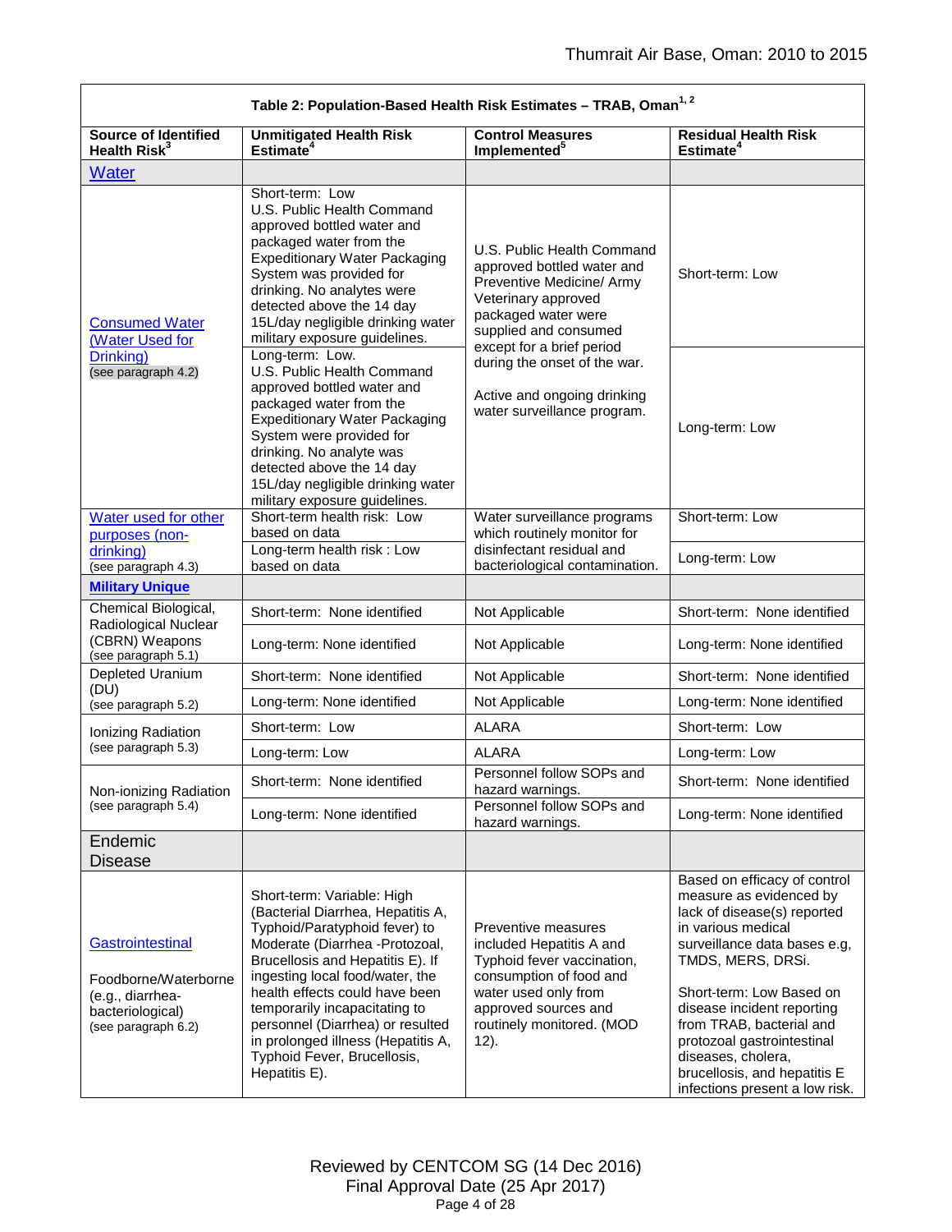| Table 2: Population-Based Health Risk Estimates – TRAB, Oman[1, 2] | | | |
|---|---|---|---|
| **Source of Identified Health Risk[3]** | **Unmitigated Health Risk Estimate[4]** | **Control Measures Implemented[5]** | **Residual Health Risk Estimate[4]** |
| **Water** | | | |
| Consumed Water (Water Used for Drinking) (see paragraph 4.2) | Short-term: Low U.S. Public Health Command approved bottled water and packaged water from the Expeditionary Water Packaging System was provided for drinking. No analytes were detected above the 14 day 15L/day negligible drinking water military exposure guidelines. | U.S. Public Health Command approved bottled water and Preventive Medicine/ Army Veterinary approved packaged water were supplied and consumed except for a brief period during the onset of the war. Active and ongoing drinking water surveillance program. | Short-term: Low |
| | Long-term: Low. U.S. Public Health Command approved bottled water and packaged water from the Expeditionary Water Packaging System were provided for drinking. No analyte was detected above the 14 day 15L/day negligible drinking water military exposure guidelines. | | Long-term: Low |
| Water used for other purposes (non-drinking) (see paragraph 4.3) | Short-term health risk: Low based on data | Water surveillance programs which routinely monitor for disinfectant residual and bacteriological contamination. | Short-term: Low |
| | Long-term health risk : Low based on data | | Long-term: Low |
| **Military Unique** | | | |
| Chemical Biological, Radiological Nuclear (CBRN) Weapons (see paragraph 5.1) | Short-term: None identified | Not Applicable | Short-term: None identified |
| | Long-term: None identified | Not Applicable | Long-term: None identified |
| Depleted Uranium (DU) (see paragraph 5.2) | Short-term: None identified | Not Applicable | Short-term: None identified |
| | Long-term: None identified | Not Applicable | Long-term: None identified |
| Ionizing Radiation (see paragraph 5.3) | Short-term: Low | ALARA | Short-term: Low |
| | Long-term: Low | ALARA | Long-term: Low |
| Non-ionizing Radiation (see paragraph 5.4) | Short-term: None identified | Personnel follow SOPs and hazard warnings. | Short-term: None identified |
| | Long-term: None identified | Personnel follow SOPs and hazard warnings. | Long-term: None identified |
| Endemic Disease | | | |
| Gastrointestinal<br><br>Foodborne/Waterborne (e.g., diarrhea-bacteriological) (see paragraph 6.2) | Short-term: Variable: High (Bacterial Diarrhea, Hepatitis A, Typhoid/Paratyphoid fever) to Moderate (Diarrhea -Protozoal, Brucellosis and Hepatitis E). If ingesting local food/water, the health effects could have been temporarily incapacitating to personnel (Diarrhea) or resulted in prolonged illness (Hepatitis A, Typhoid Fever, Brucellosis, Hepatitis E). | Preventive measures included Hepatitis A and Typhoid fever vaccination, consumption of food and water used only from approved sources and routinely monitored. (MOD 12). | Based on efficacy of control measure as evidenced by lack of disease(s) reported in various medical surveillance data bases e.g, TMDS, MERS, DRSi.<br><br>Short-term: Low Based on disease incident reporting from TRAB, bacterial and protozoal gastrointestinal diseases, cholera, brucellosis, and hepatitis E infections present a low risk. |

Reviewed by CENTCOM SG (14 Dec 2016)
Final Approval Date (25 Apr 2017)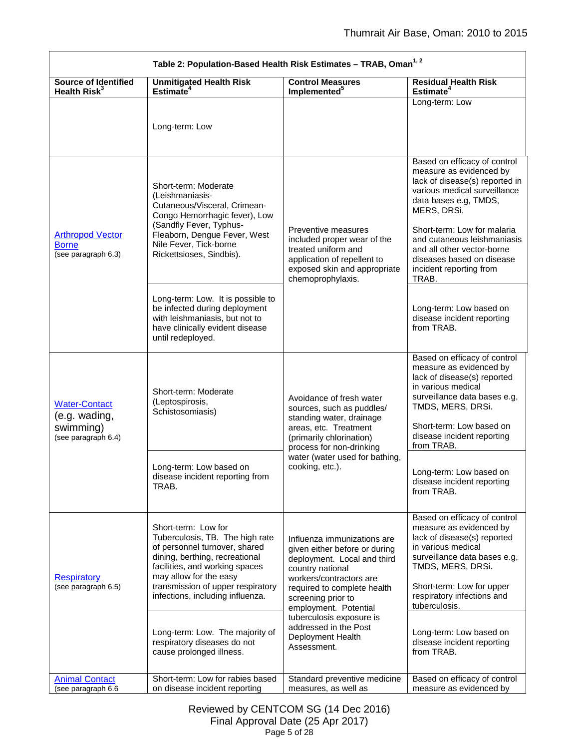| Table 2: Population-Based Health Risk Estimates – TRAB, Oman[1, 2] | | | |
|---|---|---|---|
| **Source of Identified Health Risk[3]** | **Unmitigated Health Risk Estimate[4]** | **Control Measures Implemented[5]** | **Residual Health Risk Estimate[4]** |
| | Long-term: Low | | Long-term: Low |
| Arthropod Vector Borne (see paragraph 6.3) | Short-term: Moderate (Leishmaniasis-Cutaneous/Visceral, Crimean-Congo Hemorrhagic fever), Low (Sandfly Fever, Typhus-Fleaborn, Dengue Fever, West Nile Fever, Tick-borne Rickettsioses, Sindbis). | Preventive measures included proper wear of the treated uniform and application of repellent to exposed skin and appropriate chemoprophylaxis. | Based on efficacy of control measure as evidenced by lack of disease(s) reported in various medical surveillance data bases e.g, TMDS, MERS, DRSi.<br><br>Short-term: Low for malaria and cutaneous leishmaniasis and all other vector-borne diseases based on disease incident reporting from TRAB. |
| | Long-term: Low. It is possible to be infected during deployment with leishmaniasis, but not to have clinically evident disease until redeployed. | | Long-term: Low based on disease incident reporting from TRAB. |
| Water-Contact (e.g. wading, swimming) (see paragraph 6.4) | Short-term: Moderate (Leptospirosis, Schistosomiasis) | Avoidance of fresh water sources, such as puddles/ standing water, drainage areas, etc. Treatment (primarily chlorination) process for non-drinking water (water used for bathing, cooking, etc.). | Based on efficacy of control measure as evidenced by lack of disease(s) reported in various medical surveillance data bases e.g, TMDS, MERS, DRSi.<br><br>Short-term: Low based on disease incident reporting from TRAB. |
| | Long-term: Low based on disease incident reporting from TRAB. | | Long-term: Low based on disease incident reporting from TRAB. |
| Respiratory (see paragraph 6.5) | Short-term: Low for Tuberculosis, TB. The high rate of personnel turnover, shared dining, berthing, recreational facilities, and working spaces may allow for the easy transmission of upper respiratory infections, including influenza. | Influenza immunizations are given either before or during deployment. Local and third country national workers/contractors are required to complete health screening prior to employment. Potential tuberculosis exposure is addressed in the Post Deployment Health Assessment. | Based on efficacy of control measure as evidenced by lack of disease(s) reported in various medical surveillance data bases e.g, TMDS, MERS, DRSi.<br><br>Short-term: Low for upper respiratory infections and tuberculosis. |
| | Long-term: Low. The majority of respiratory diseases do not cause prolonged illness. | | Long-term: Low based on disease incident reporting from TRAB. |
| Animal Contact (see paragraph 6.6 | Short-term: Low for rabies based on disease incident reporting | Standard preventive medicine measures, as well as | Based on efficacy of control measure as evidenced by |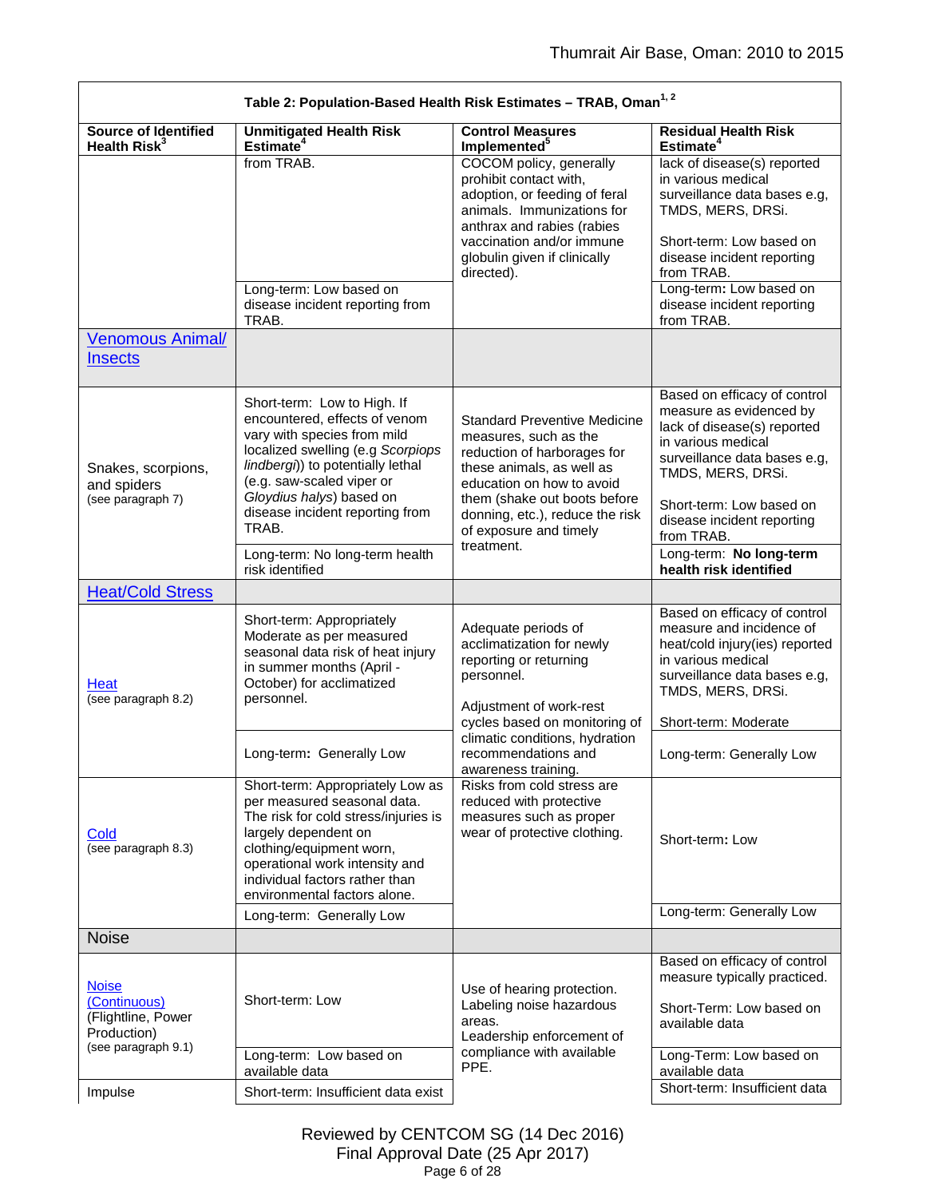| Table 2: Population-Based Health Risk Estimates – TRAB, Oman[1, 2] | | | |
|---|---|---|---|
| **Source of Identified Health Risk[3]** | **Unmitigated Health Risk Estimate[4]** | **Control Measures Implemented[5]** | **Residual Health Risk Estimate[4]** |
| | from TRAB. | COCOM policy, generally prohibit contact with, adoption, or feeding of feral animals. Immunizations for anthrax and rabies (rabies vaccination and/or immune globulin given if clinically directed). | lack of disease(s) reported in various medical surveillance data bases e.g, TMDS, MERS, DRSi. Short-term: Low based on disease incident reporting from TRAB. |
| | Long-term: Low based on disease incident reporting from TRAB. | | Long-term: Low based on disease incident reporting from TRAB. |
| Venomous Animal/ Insects | | | |
| Snakes, scorpions, and spiders (see paragraph 7) | Short-term: Low to High. If encountered, effects of venom vary with species from mild localized swelling (e.g *Scorpiops lindbergi*)) to potentially lethal (e.g. saw-scaled viper or *Gloydius halys*) based on disease incident reporting from TRAB. | Standard Preventive Medicine measures, such as the reduction of harborages for these animals, as well as education on how to avoid them (shake out boots before donning, etc.), reduce the risk of exposure and timely treatment. | Based on efficacy of control measure as evidenced by lack of disease(s) reported in various medical surveillance data bases e.g, TMDS, MERS, DRSi. Short-term: Low based on disease incident reporting from TRAB. |
| | Long-term: No long-term health risk identified | | Long-term: **No long-term health risk identified** |
| Heat/Cold Stress | | | |
| Heat (see paragraph 8.2) | Short-term: Appropriately Moderate as per measured seasonal data risk of heat injury in summer months (April - October) for acclimatized personnel. | Adequate periods of acclimatization for newly reporting or returning personnel. Adjustment of work-rest cycles based on monitoring of climatic conditions, hydration recommendations and awareness training. | Based on efficacy of control measure and incidence of heat/cold injury(ies) reported in various medical surveillance data bases e.g, TMDS, MERS, DRSi. Short-term: Moderate |
| | Long-term: Generally Low | | Long-term: Generally Low |
| Cold (see paragraph 8.3) | Short-term: Appropriately Low as per measured seasonal data. The risk for cold stress/injuries is largely dependent on clothing/equipment worn, operational work intensity and individual factors rather than environmental factors alone. | Risks from cold stress are reduced with protective measures such as proper wear of protective clothing. | Short-term**:** Low |
| | Long-term: Generally Low | | Long-term: Generally Low |
| Noise | | | |
| Noise (Continuous) (Flightline, Power Production) (see paragraph 9.1) | Short-term: Low | Use of hearing protection. Labeling noise hazardous areas. Leadership enforcement of compliance with available PPE. | Based on efficacy of control measure typically practiced. Short-Term: Low based on available data |
| | Long-term: Low based on available data | | Long-Term: Low based on available data |
| Impulse | Short-term: Insufficient data exist | | Short-term: Insufficient data |

Reviewed by CENTCOM SG (14 Dec 2016)
Final Approval Date (25 Apr 2017)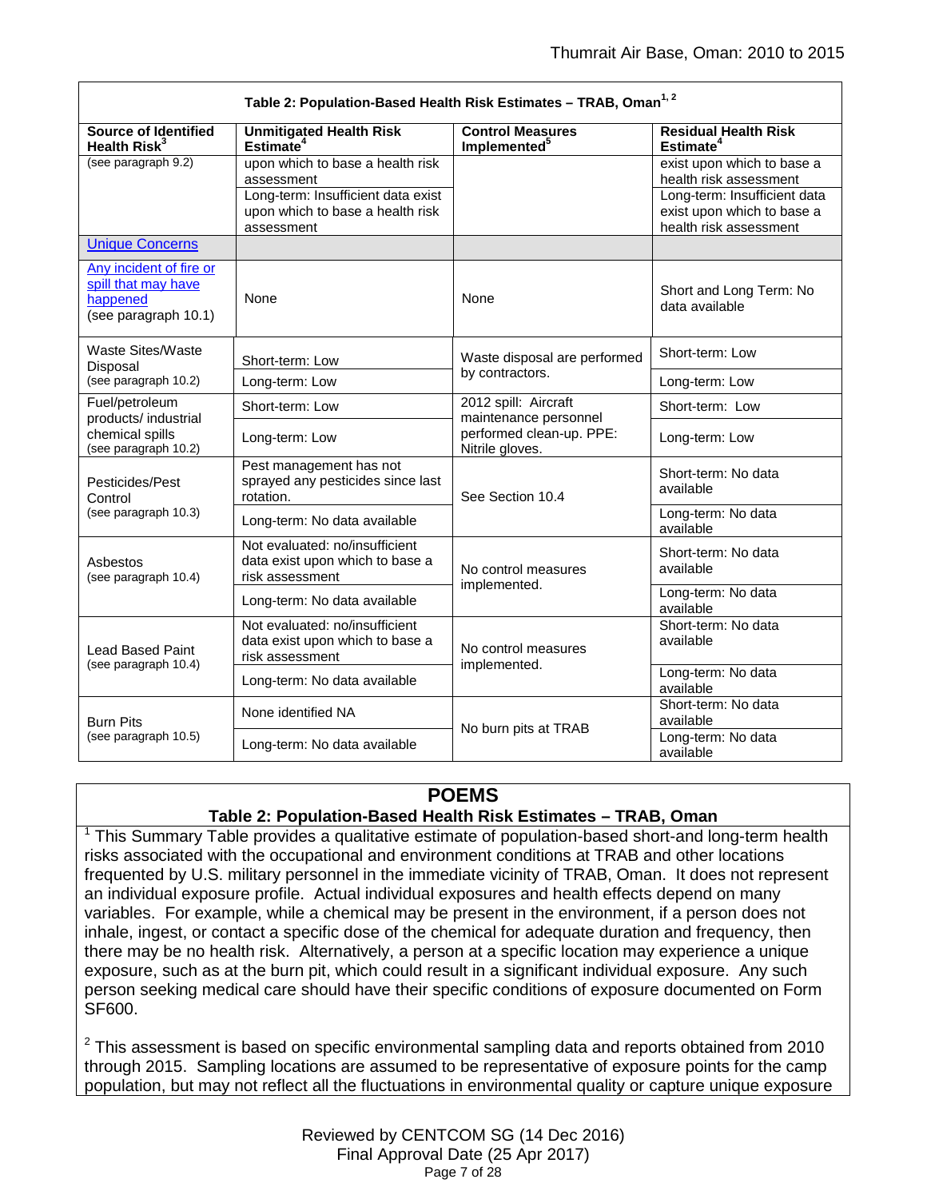| Table 2: Population-Based Health Risk Estimates – TRAB, Oman[1, 2] | | | |
|---|---|---|---|
| **Source of Identified Health Risk[3]** | **Unmitigated Health Risk Estimate[4]** | **Control Measures Implemented[5]** | **Residual Health Risk Estimate[4]** |
| (see paragraph 9.2) | upon which to base a health risk assessment | | exist upon which to base a health risk assessment |
| | Long-term: Insufficient data exist upon which to base a health risk assessment | | Long-term: Insufficient data exist upon which to base a health risk assessment |
| Unique Concerns | | | |
| Any incident of fire or spill that may have happened (see paragraph 10.1) | None | None | Short and Long Term: No data available |
| Waste Sites/Waste Disposal (see paragraph 10.2) | Short-term: Low | Waste disposal are performed by contractors. | Short-term: Low |
| | Long-term: Low | | Long-term: Low |
| Fuel/petroleum products/ industrial chemical spills (see paragraph 10.2) | Short-term: Low | 2012 spill: Aircraft maintenance personnel performed clean-up. PPE: Nitrile gloves. | Short-term: Low |
| | Long-term: Low | | Long-term: Low |
| Pesticides/Pest Control (see paragraph 10.3) | Pest management has not sprayed any pesticides since last rotation. | See Section 10.4 | Short-term: No data available |
| | Long-term: No data available | | Long-term: No data available |
| Asbestos (see paragraph 10.4) | Not evaluated: no/insufficient data exist upon which to base a risk assessment | No control measures implemented. | Short-term: No data available |
| | Long-term: No data available | | Long-term: No data available |
| Lead Based Paint (see paragraph 10.4) | Not evaluated: no/insufficient data exist upon which to base a risk assessment | No control measures implemented. | Short-term: No data available |
| | Long-term: No data available | | Long-term: No data available |
| Burn Pits (see paragraph 10.5) | None identified NA | No burn pits at TRAB | Short-term: No data available |
| | Long-term: No data available | | Long-term: No data available |

## POEMS

### Table 2: Population-Based Health Risk Estimates – TRAB, Oman

[1] This Summary Table provides a qualitative estimate of population-based short-and long-term health risks associated with the occupational and environment conditions at TRAB and other locations frequented by U.S. military personnel in the immediate vicinity of TRAB, Oman. It does not represent an individual exposure profile. Actual individual exposures and health effects depend on many variables. For example, while a chemical may be present in the environment, if a person does not inhale, ingest, or contact a specific dose of the chemical for adequate duration and frequency, then there may be no health risk. Alternatively, a person at a specific location may experience a unique exposure, such as at the burn pit, which could result in a significant individual exposure. Any such person seeking medical care should have their specific conditions of exposure documented on Form SF600.

[2] This assessment is based on specific environmental sampling data and reports obtained from 2010 through 2015. Sampling locations are assumed to be representative of exposure points for the camp population, but may not reflect all the fluctuations in environmental quality or capture unique exposure

Reviewed by CENTCOM SG (14 Dec 2016)
Final Approval Date (25 Apr 2017)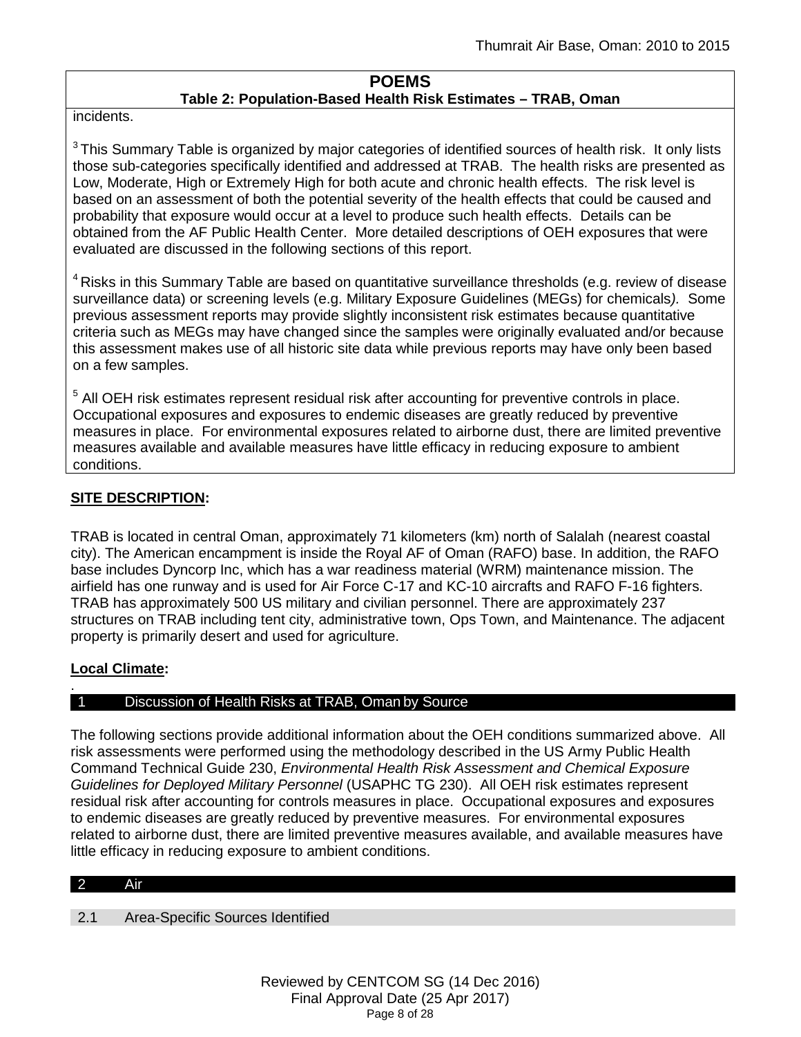**POEMS**
**Table 2: Population-Based Health Risk Estimates – TRAB, Oman**

incidents.

[3] This Summary Table is organized by major categories of identified sources of health risk. It only lists those sub-categories specifically identified and addressed at TRAB. The health risks are presented as Low, Moderate, High or Extremely High for both acute and chronic health effects. The risk level is based on an assessment of both the potential severity of the health effects that could be caused and probability that exposure would occur at a level to produce such health effects. Details can be obtained from the AF Public Health Center. More detailed descriptions of OEH exposures that were evaluated are discussed in the following sections of this report.

[4] Risks in this Summary Table are based on quantitative surveillance thresholds (e.g. review of disease surveillance data) or screening levels (e.g. Military Exposure Guidelines (MEGs) for chemicals*).* Some previous assessment reports may provide slightly inconsistent risk estimates because quantitative criteria such as MEGs may have changed since the samples were originally evaluated and/or because this assessment makes use of all historic site data while previous reports may have only been based on a few samples.

[5] All OEH risk estimates represent residual risk after accounting for preventive controls in place. Occupational exposures and exposures to endemic diseases are greatly reduced by preventive measures in place. For environmental exposures related to airborne dust, there are limited preventive measures available and available measures have little efficacy in reducing exposure to ambient conditions.

**SITE DESCRIPTION:**

TRAB is located in central Oman, approximately 71 kilometers (km) north of Salalah (nearest coastal city). The American encampment is inside the Royal AF of Oman (RAFO) base. In addition, the RAFO base includes Dyncorp Inc, which has a war readiness material (WRM) maintenance mission. The airfield has one runway and is used for Air Force C-17 and KC-10 aircrafts and RAFO F-16 fighters. TRAB has approximately 500 US military and civilian personnel. There are approximately 237 structures on TRAB including tent city, administrative town, Ops Town, and Maintenance. The adjacent property is primarily desert and used for agriculture.

**Local Climate:**

.

## 1 Discussion of Health Risks at TRAB, Oman by Source

The following sections provide additional information about the OEH conditions summarized above. All risk assessments were performed using the methodology described in the US Army Public Health Command Technical Guide 230, *Environmental Health Risk Assessment and Chemical Exposure Guidelines for Deployed Military Personnel* (USAPHC TG 230). All OEH risk estimates represent residual risk after accounting for controls measures in place. Occupational exposures and exposures to endemic diseases are greatly reduced by preventive measures. For environmental exposures related to airborne dust, there are limited preventive measures available, and available measures have little efficacy in reducing exposure to ambient conditions.

## 2 Air

### 2.1 Area-Specific Sources Identified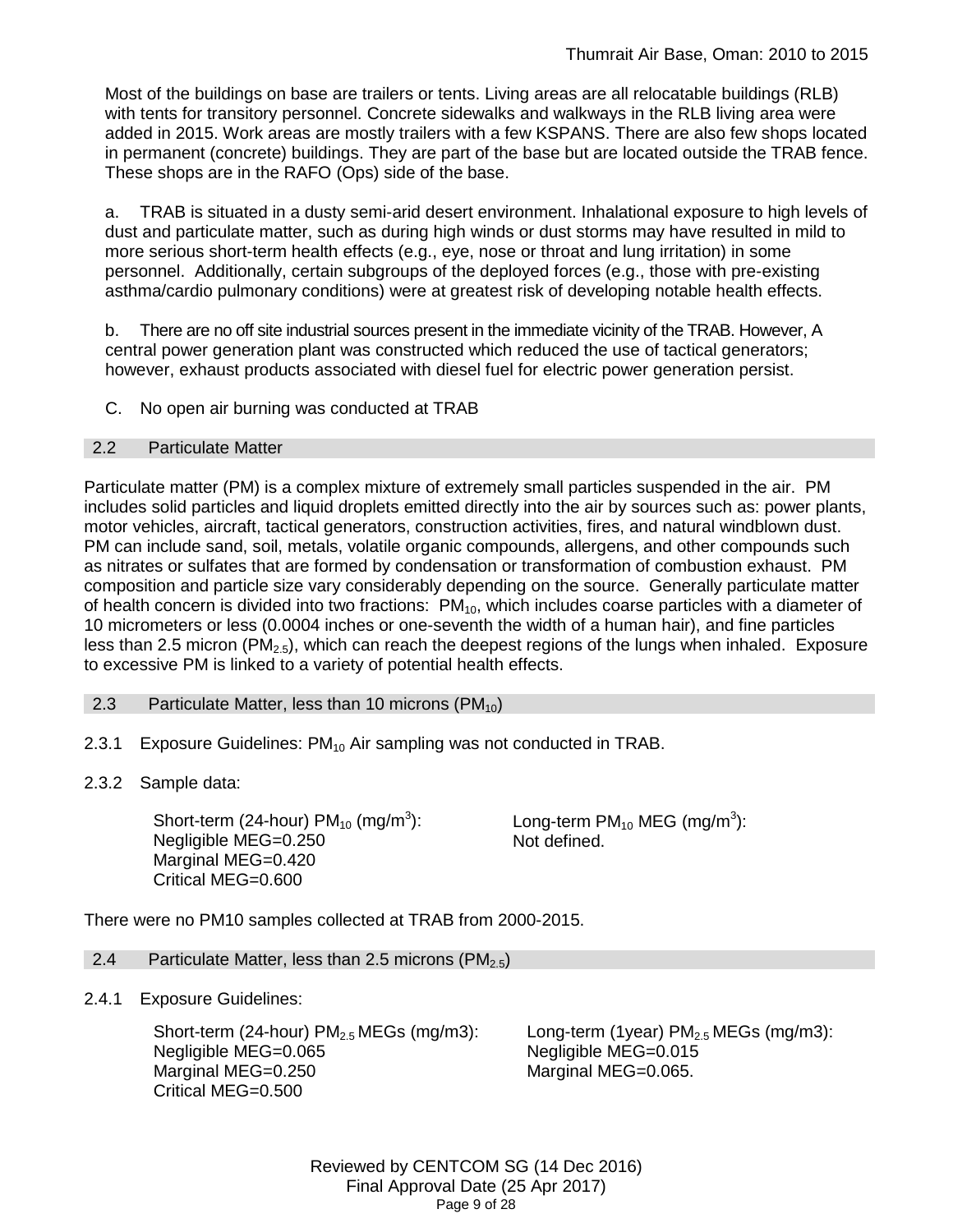Most of the buildings on base are trailers or tents. Living areas are all relocatable buildings (RLB) with tents for transitory personnel. Concrete sidewalks and walkways in the RLB living area were added in 2015. Work areas are mostly trailers with a few KSPANS. There are also few shops located in permanent (concrete) buildings. They are part of the base but are located outside the TRAB fence. These shops are in the RAFO (Ops) side of the base.

a. TRAB is situated in a dusty semi-arid desert environment. Inhalational exposure to high levels of dust and particulate matter, such as during high winds or dust storms may have resulted in mild to more serious short-term health effects (e.g., eye, nose or throat and lung irritation) in some personnel. Additionally, certain subgroups of the deployed forces (e.g., those with pre-existing asthma/cardio pulmonary conditions) were at greatest risk of developing notable health effects.

b. There are no off site industrial sources present in the immediate vicinity of the TRAB. However, A central power generation plant was constructed which reduced the use of tactical generators; however, exhaust products associated with diesel fuel for electric power generation persist.

C. No open air burning was conducted at TRAB

## 2.2 Particulate Matter

Particulate matter (PM) is a complex mixture of extremely small particles suspended in the air. PM includes solid particles and liquid droplets emitted directly into the air by sources such as: power plants, motor vehicles, aircraft, tactical generators, construction activities, fires, and natural windblown dust. PM can include sand, soil, metals, volatile organic compounds, allergens, and other compounds such as nitrates or sulfates that are formed by condensation or transformation of combustion exhaust. PM composition and particle size vary considerably depending on the source. Generally particulate matter of health concern is divided into two fractions: $PM_{10}$, which includes coarse particles with a diameter of 10 micrometers or less (0.0004 inches or one-seventh the width of a human hair), and fine particles less than 2.5 micron ($PM_{2.5}$), which can reach the deepest regions of the lungs when inhaled. Exposure to excessive PM is linked to a variety of potential health effects.

## 2.3 Particulate Matter, less than 10 microns ($PM_{10}$)

2.3.1 Exposure Guidelines: $PM_{10}$ Air sampling was not conducted in TRAB.

2.3.2 Sample data:

Short-term (24-hour) $PM_{10}$ ($mg/m^3$):
Negligible MEG=0.250
Marginal MEG=0.420
Critical MEG=0.600

Long-term $PM_{10}$ MEG ($mg/m^3$):
Not defined.

There were no PM10 samples collected at TRAB from 2000-2015.

## 2.4 Particulate Matter, less than 2.5 microns ($PM_{2.5}$)

2.4.1 Exposure Guidelines:

Short-term (24-hour) $PM_{2.5}$ MEGs (mg/m3):
Negligible MEG=0.065
Marginal MEG=0.250
Critical MEG=0.500

Long-term (1year) $PM_{2.5}$ MEGs (mg/m3):
Negligible MEG=0.015
Marginal MEG=0.065.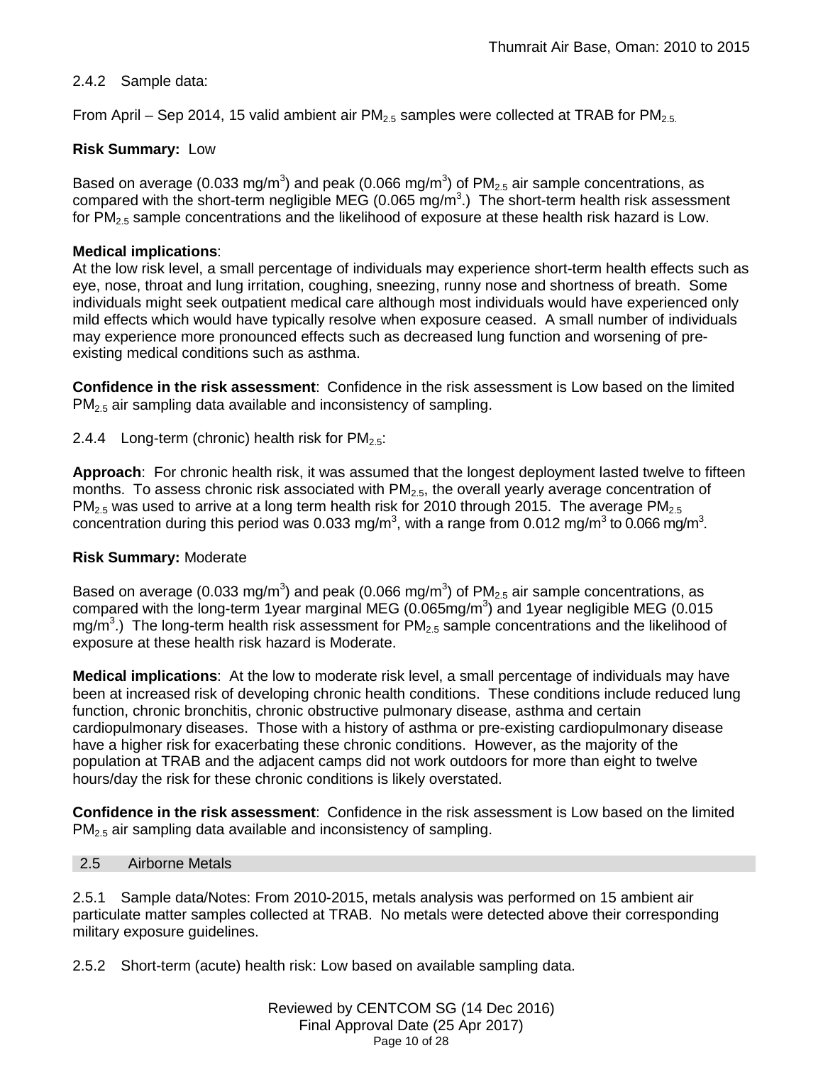2.4.2 Sample data:

From April – Sep 2014, 15 valid ambient air $PM_{2.5}$ samples were collected at TRAB for $PM_{2.5.}$

**Risk Summary:** Low

Based on average (0.033 $mg/m^3$) and peak (0.066 $mg/m^3$) of $PM_{2.5}$ air sample concentrations, as compared with the short-term negligible MEG (0.065 $mg/m^3$.) The short-term health risk assessment for $PM_{2.5}$ sample concentrations and the likelihood of exposure at these health risk hazard is Low.

**Medical implications**:
At the low risk level, a small percentage of individuals may experience short-term health effects such as eye, nose, throat and lung irritation, coughing, sneezing, runny nose and shortness of breath. Some individuals might seek outpatient medical care although most individuals would have experienced only mild effects which would have typically resolve when exposure ceased. A small number of individuals may experience more pronounced effects such as decreased lung function and worsening of pre-existing medical conditions such as asthma.

**Confidence in the risk assessment**: Confidence in the risk assessment is Low based on the limited $PM_{2.5}$ air sampling data available and inconsistency of sampling.

2.4.4 Long-term (chronic) health risk for $PM_{2.5}$:

**Approach**: For chronic health risk, it was assumed that the longest deployment lasted twelve to fifteen months. To assess chronic risk associated with $PM_{2.5}$, the overall yearly average concentration of $PM_{2.5}$ was used to arrive at a long term health risk for 2010 through 2015. The average $PM_{2.5}$ concentration during this period was 0.033 $mg/m^3$, with a range from 0.012 $mg/m^3$ to 0.066 $mg/m^3$.

**Risk Summary:** Moderate

Based on average (0.033 $mg/m^3$) and peak (0.066 $mg/m^3$) of $PM_{2.5}$ air sample concentrations, as compared with the long-term 1year marginal MEG (0.065$mg/m^3$) and 1year negligible MEG (0.015 $mg/m^3$.) The long-term health risk assessment for $PM_{2.5}$ sample concentrations and the likelihood of exposure at these health risk hazard is Moderate.

**Medical implications**: At the low to moderate risk level, a small percentage of individuals may have been at increased risk of developing chronic health conditions. These conditions include reduced lung function, chronic bronchitis, chronic obstructive pulmonary disease, asthma and certain cardiopulmonary diseases. Those with a history of asthma or pre-existing cardiopulmonary disease have a higher risk for exacerbating these chronic conditions. However, as the majority of the population at TRAB and the adjacent camps did not work outdoors for more than eight to twelve hours/day the risk for these chronic conditions is likely overstated.

**Confidence in the risk assessment**: Confidence in the risk assessment is Low based on the limited $PM_{2.5}$ air sampling data available and inconsistency of sampling.

## 2.5 Airborne Metals

2.5.1 Sample data/Notes: From 2010-2015, metals analysis was performed on 15 ambient air particulate matter samples collected at TRAB. No metals were detected above their corresponding military exposure guidelines.

2.5.2 Short-term (acute) health risk: Low based on available sampling data.

Reviewed by CENTCOM SG (14 Dec 2016)
Final Approval Date (25 Apr 2017)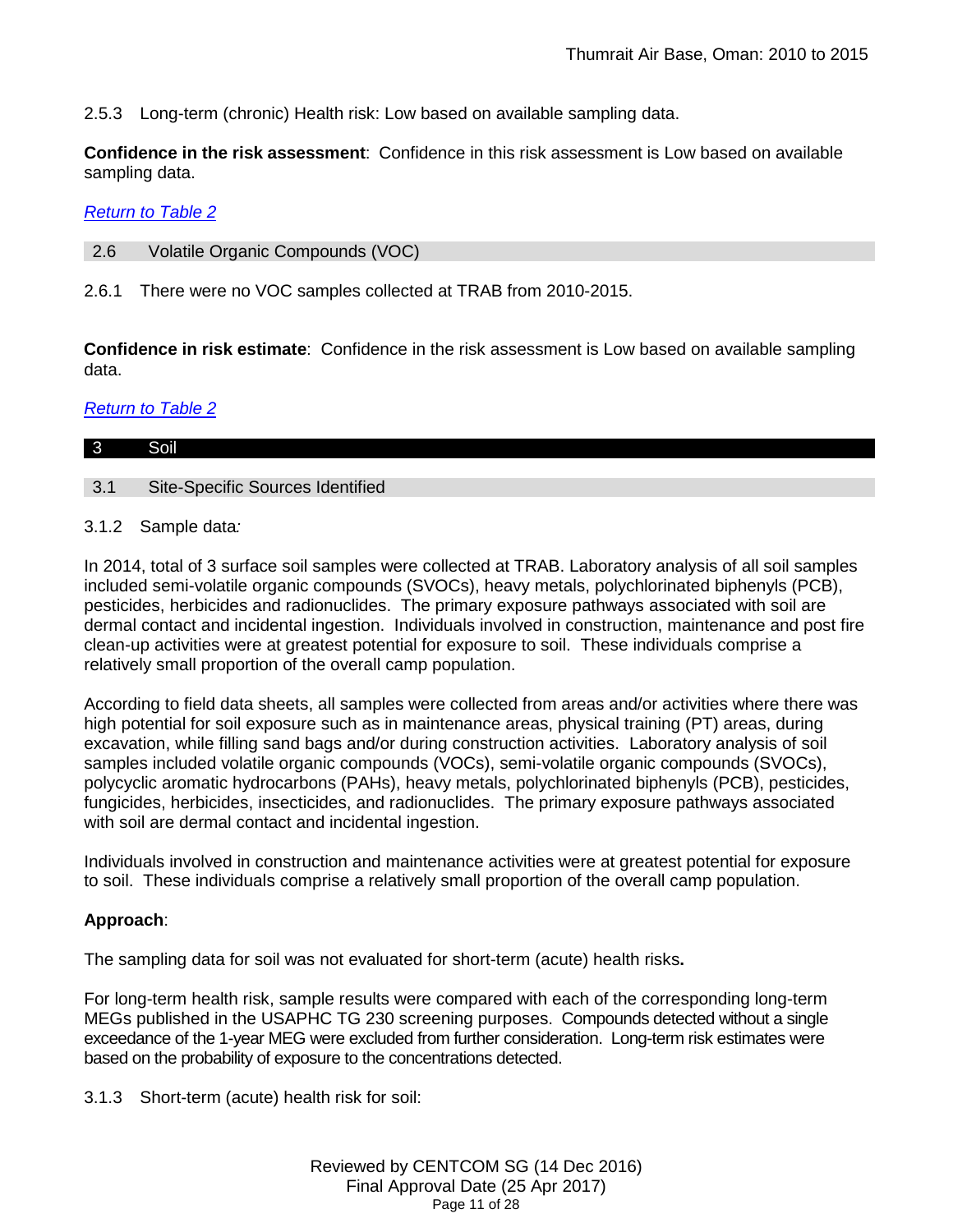2.5.3 Long-term (chronic) Health risk: Low based on available sampling data.

**Confidence in the risk assessment**: Confidence in this risk assessment is Low based on available sampling data.

*Return to Table 2*

## 2.6 Volatile Organic Compounds (VOC)

2.6.1 There were no VOC samples collected at TRAB from 2010-2015.

**Confidence in risk estimate**: Confidence in the risk assessment is Low based on available sampling data.

*Return to Table 2*

# 3 Soil

## 3.1 Site-Specific Sources Identified

3.1.2 Sample data*:*

In 2014, total of 3 surface soil samples were collected at TRAB. Laboratory analysis of all soil samples included semi-volatile organic compounds (SVOCs), heavy metals, polychlorinated biphenyls (PCB), pesticides, herbicides and radionuclides. The primary exposure pathways associated with soil are dermal contact and incidental ingestion. Individuals involved in construction, maintenance and post fire clean-up activities were at greatest potential for exposure to soil. These individuals comprise a relatively small proportion of the overall camp population.

According to field data sheets, all samples were collected from areas and/or activities where there was high potential for soil exposure such as in maintenance areas, physical training (PT) areas, during excavation, while filling sand bags and/or during construction activities. Laboratory analysis of soil samples included volatile organic compounds (VOCs), semi-volatile organic compounds (SVOCs), polycyclic aromatic hydrocarbons (PAHs), heavy metals, polychlorinated biphenyls (PCB), pesticides, fungicides, herbicides, insecticides, and radionuclides. The primary exposure pathways associated with soil are dermal contact and incidental ingestion.

Individuals involved in construction and maintenance activities were at greatest potential for exposure to soil. These individuals comprise a relatively small proportion of the overall camp population.

**Approach**:

The sampling data for soil was not evaluated for short-term (acute) health risks**.**

For long-term health risk, sample results were compared with each of the corresponding long-term MEGs published in the USAPHC TG 230 screening purposes. Compounds detected without a single exceedance of the 1-year MEG were excluded from further consideration. Long-term risk estimates were based on the probability of exposure to the concentrations detected.

3.1.3 Short-term (acute) health risk for soil: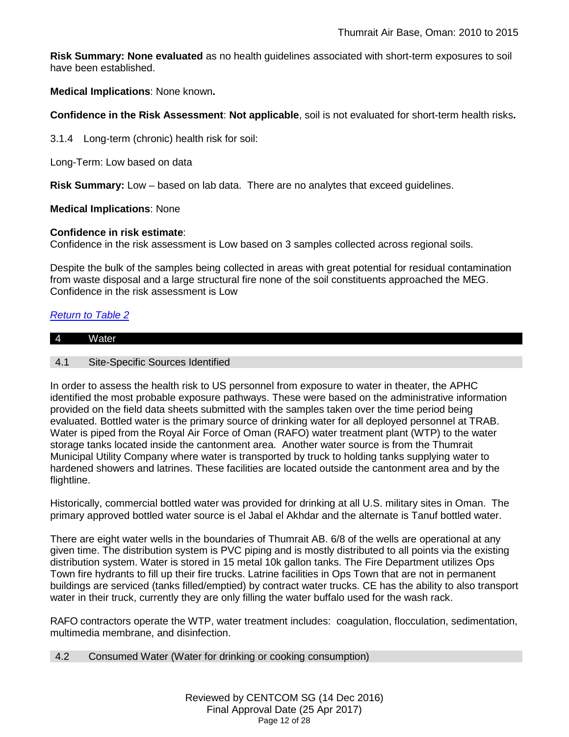**Risk Summary: None evaluated** as no health guidelines associated with short-term exposures to soil have been established.

**Medical Implications**: None known**.**

**Confidence in the Risk Assessment**: **Not applicable**, soil is not evaluated for short-term health risks**.**

3.1.4 Long-term (chronic) health risk for soil:

Long-Term: Low based on data

**Risk Summary:** Low – based on lab data. There are no analytes that exceed guidelines.

**Medical Implications**: None

**Confidence in risk estimate**:
Confidence in the risk assessment is Low based on 3 samples collected across regional soils.

Despite the bulk of the samples being collected in areas with great potential for residual contamination from waste disposal and a large structural fire none of the soil constituents approached the MEG. Confidence in the risk assessment is Low

*Return to Table 2*

## 4 Water

### 4.1 Site-Specific Sources Identified

In order to assess the health risk to US personnel from exposure to water in theater, the APHC identified the most probable exposure pathways. These were based on the administrative information provided on the field data sheets submitted with the samples taken over the time period being evaluated. Bottled water is the primary source of drinking water for all deployed personnel at TRAB. Water is piped from the Royal Air Force of Oman (RAFO) water treatment plant (WTP) to the water storage tanks located inside the cantonment area. Another water source is from the Thumrait Municipal Utility Company where water is transported by truck to holding tanks supplying water to hardened showers and latrines. These facilities are located outside the cantonment area and by the flightline.

Historically, commercial bottled water was provided for drinking at all U.S. military sites in Oman. The primary approved bottled water source is el Jabal el Akhdar and the alternate is Tanuf bottled water.

There are eight water wells in the boundaries of Thumrait AB. 6/8 of the wells are operational at any given time. The distribution system is PVC piping and is mostly distributed to all points via the existing distribution system. Water is stored in 15 metal 10k gallon tanks. The Fire Department utilizes Ops Town fire hydrants to fill up their fire trucks. Latrine facilities in Ops Town that are not in permanent buildings are serviced (tanks filled/emptied) by contract water trucks. CE has the ability to also transport water in their truck, currently they are only filling the water buffalo used for the wash rack.

RAFO contractors operate the WTP, water treatment includes: coagulation, flocculation, sedimentation, multimedia membrane, and disinfection.

### 4.2 Consumed Water (Water for drinking or cooking consumption)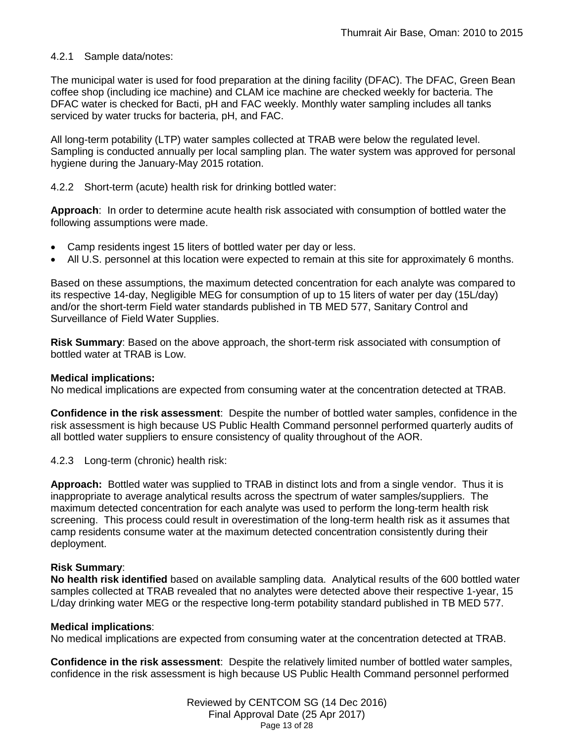#### 4.2.1 Sample data/notes:

The municipal water is used for food preparation at the dining facility (DFAC). The DFAC, Green Bean coffee shop (including ice machine) and CLAM ice machine are checked weekly for bacteria. The DFAC water is checked for Bacti, pH and FAC weekly. Monthly water sampling includes all tanks serviced by water trucks for bacteria, pH, and FAC.

All long-term potability (LTP) water samples collected at TRAB were below the regulated level. Sampling is conducted annually per local sampling plan. The water system was approved for personal hygiene during the January-May 2015 rotation.

#### 4.2.2 Short-term (acute) health risk for drinking bottled water:

**Approach**: In order to determine acute health risk associated with consumption of bottled water the following assumptions were made.

- Camp residents ingest 15 liters of bottled water per day or less.
- All U.S. personnel at this location were expected to remain at this site for approximately 6 months.

Based on these assumptions, the maximum detected concentration for each analyte was compared to its respective 14-day, Negligible MEG for consumption of up to 15 liters of water per day (15L/day) and/or the short-term Field water standards published in TB MED 577, Sanitary Control and Surveillance of Field Water Supplies.

**Risk Summary**: Based on the above approach, the short-term risk associated with consumption of bottled water at TRAB is Low.

**Medical implications:**
No medical implications are expected from consuming water at the concentration detected at TRAB.

**Confidence in the risk assessment**: Despite the number of bottled water samples, confidence in the risk assessment is high because US Public Health Command personnel performed quarterly audits of all bottled water suppliers to ensure consistency of quality throughout of the AOR.

#### 4.2.3 Long-term (chronic) health risk:

**Approach:** Bottled water was supplied to TRAB in distinct lots and from a single vendor. Thus it is inappropriate to average analytical results across the spectrum of water samples/suppliers. The maximum detected concentration for each analyte was used to perform the long-term health risk screening. This process could result in overestimation of the long-term health risk as it assumes that camp residents consume water at the maximum detected concentration consistently during their deployment.

**Risk Summary**:
**No health risk identified** based on available sampling data. Analytical results of the 600 bottled water samples collected at TRAB revealed that no analytes were detected above their respective 1-year, 15 L/day drinking water MEG or the respective long-term potability standard published in TB MED 577.

**Medical implications**:
No medical implications are expected from consuming water at the concentration detected at TRAB.

**Confidence in the risk assessment**: Despite the relatively limited number of bottled water samples, confidence in the risk assessment is high because US Public Health Command personnel performed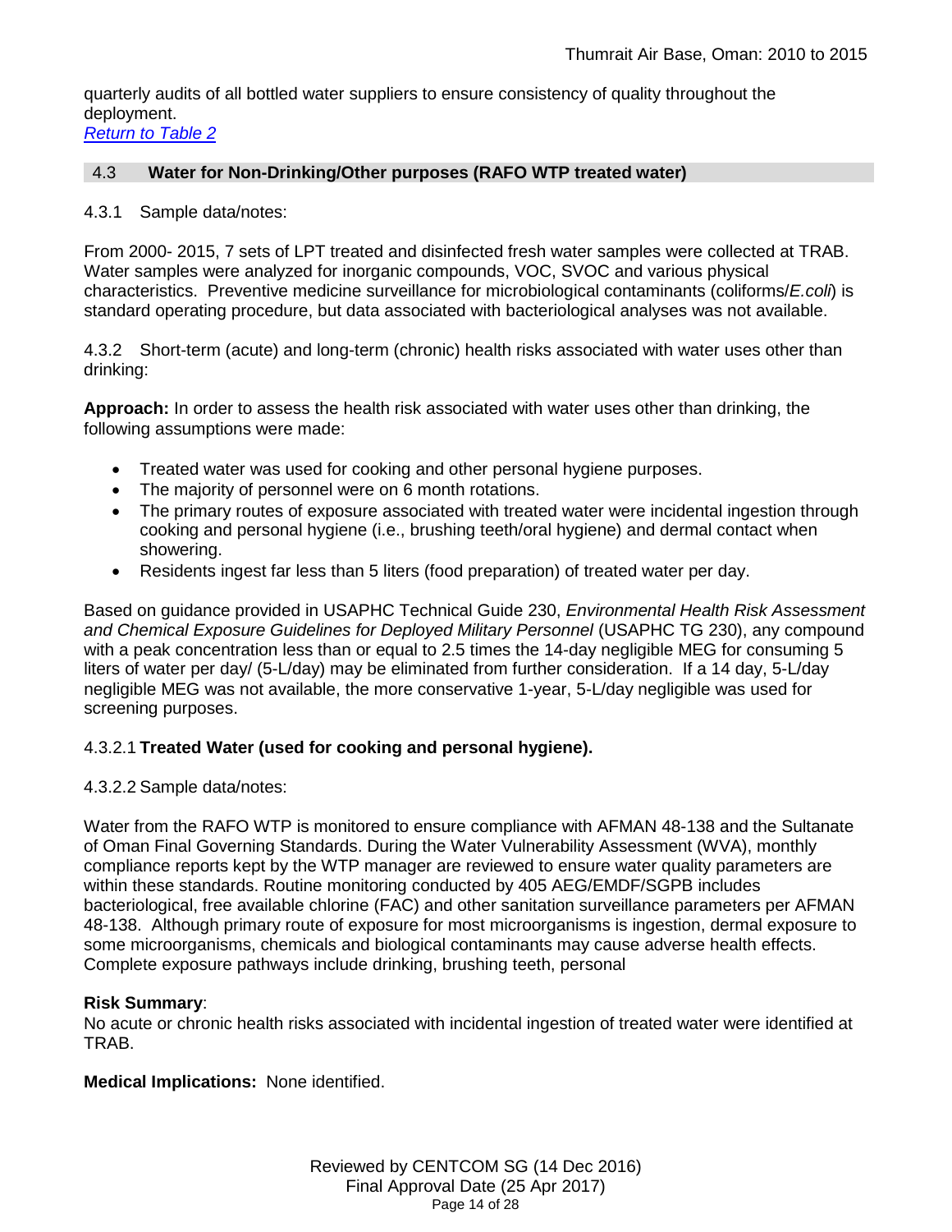quarterly audits of all bottled water suppliers to ensure consistency of quality throughout the deployment.

[Return to Table 2](#)

## 4.3 Water for Non-Drinking/Other purposes (RAFO WTP treated water)

4.3.1 Sample data/notes:

From 2000- 2015, 7 sets of LPT treated and disinfected fresh water samples were collected at TRAB. Water samples were analyzed for inorganic compounds, VOC, SVOC and various physical characteristics. Preventive medicine surveillance for microbiological contaminants (coliforms/*E.coli*) is standard operating procedure, but data associated with bacteriological analyses was not available.

4.3.2 Short-term (acute) and long-term (chronic) health risks associated with water uses other than drinking:

**Approach:** In order to assess the health risk associated with water uses other than drinking, the following assumptions were made:

- Treated water was used for cooking and other personal hygiene purposes.
- The majority of personnel were on 6 month rotations.
- The primary routes of exposure associated with treated water were incidental ingestion through cooking and personal hygiene (i.e., brushing teeth/oral hygiene) and dermal contact when showering.
- Residents ingest far less than 5 liters (food preparation) of treated water per day.

Based on guidance provided in USAPHC Technical Guide 230, *Environmental Health Risk Assessment and Chemical Exposure Guidelines for Deployed Military Personnel* (USAPHC TG 230), any compound with a peak concentration less than or equal to 2.5 times the 14-day negligible MEG for consuming 5 liters of water per day/ (5-L/day) may be eliminated from further consideration. If a 14 day, 5-L/day negligible MEG was not available, the more conservative 1-year, 5-L/day negligible was used for screening purposes.

4.3.2.1 **Treated Water (used for cooking and personal hygiene).**

4.3.2.2 Sample data/notes:

Water from the RAFO WTP is monitored to ensure compliance with AFMAN 48-138 and the Sultanate of Oman Final Governing Standards. During the Water Vulnerability Assessment (WVA), monthly compliance reports kept by the WTP manager are reviewed to ensure water quality parameters are within these standards. Routine monitoring conducted by 405 AEG/EMDF/SGPB includes bacteriological, free available chlorine (FAC) and other sanitation surveillance parameters per AFMAN 48-138. Although primary route of exposure for most microorganisms is ingestion, dermal exposure to some microorganisms, chemicals and biological contaminants may cause adverse health effects. Complete exposure pathways include drinking, brushing teeth, personal

**Risk Summary**:
No acute or chronic health risks associated with incidental ingestion of treated water were identified at TRAB.

**Medical Implications:** None identified.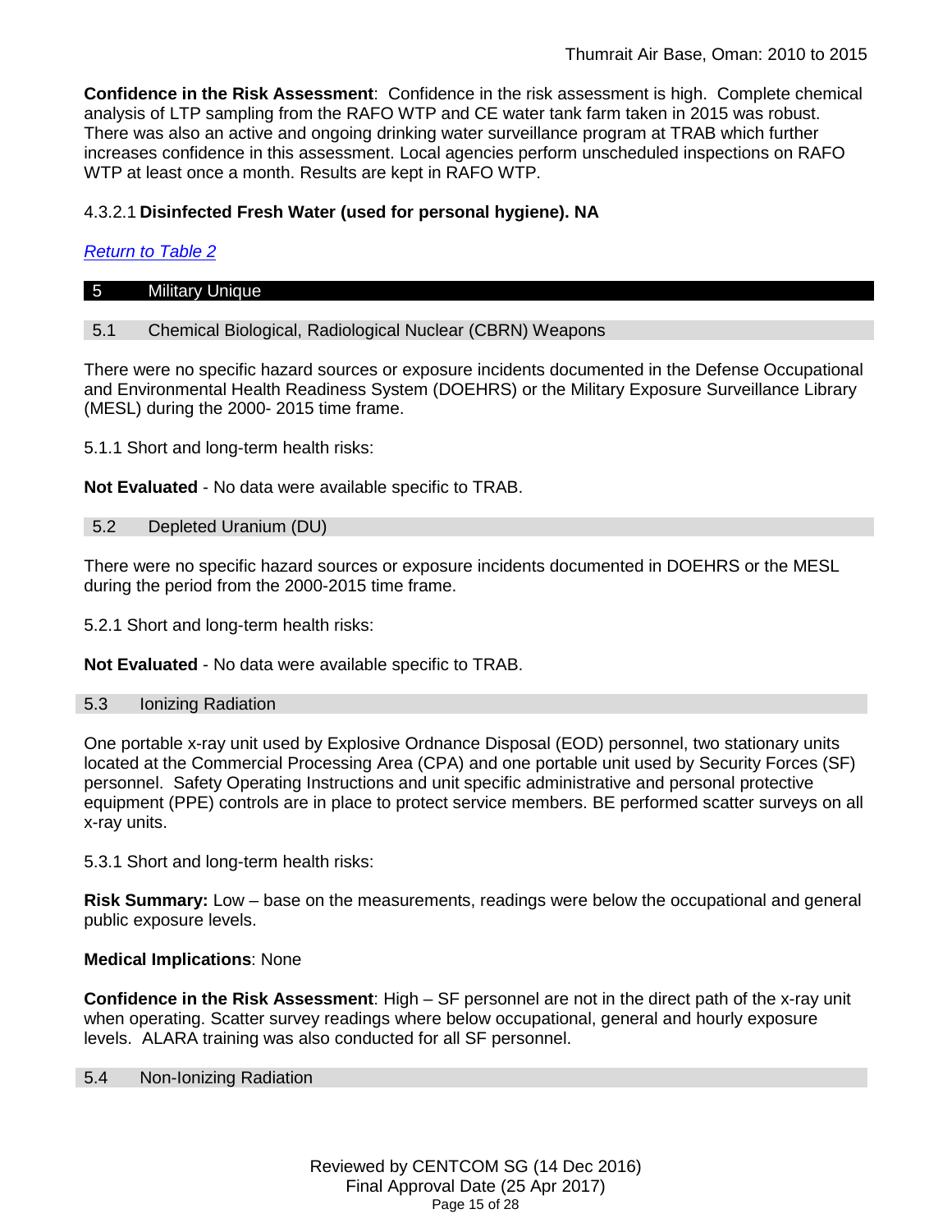**Confidence in the Risk Assessment**: Confidence in the risk assessment is high. Complete chemical analysis of LTP sampling from the RAFO WTP and CE water tank farm taken in 2015 was robust. There was also an active and ongoing drinking water surveillance program at TRAB which further increases confidence in this assessment. Local agencies perform unscheduled inspections on RAFO WTP at least once a month. Results are kept in RAFO WTP.

#### 4.3.2.1 **Disinfected Fresh Water (used for personal hygiene). NA**

*Return to Table 2*

## 5 Military Unique

### 5.1 Chemical Biological, Radiological Nuclear (CBRN) Weapons

There were no specific hazard sources or exposure incidents documented in the Defense Occupational and Environmental Health Readiness System (DOEHRS) or the Military Exposure Surveillance Library (MESL) during the 2000- 2015 time frame.

5.1.1 Short and long-term health risks:

**Not Evaluated** - No data were available specific to TRAB.

### 5.2 Depleted Uranium (DU)

There were no specific hazard sources or exposure incidents documented in DOEHRS or the MESL during the period from the 2000-2015 time frame.

5.2.1 Short and long-term health risks:

**Not Evaluated** - No data were available specific to TRAB.

### 5.3 Ionizing Radiation

One portable x-ray unit used by Explosive Ordnance Disposal (EOD) personnel, two stationary units located at the Commercial Processing Area (CPA) and one portable unit used by Security Forces (SF) personnel. Safety Operating Instructions and unit specific administrative and personal protective equipment (PPE) controls are in place to protect service members. BE performed scatter surveys on all x-ray units.

5.3.1 Short and long-term health risks:

**Risk Summary:** Low – base on the measurements, readings were below the occupational and general public exposure levels.

**Medical Implications**: None

**Confidence in the Risk Assessment**: High – SF personnel are not in the direct path of the x-ray unit when operating. Scatter survey readings where below occupational, general and hourly exposure levels. ALARA training was also conducted for all SF personnel.

### 5.4 Non-Ionizing Radiation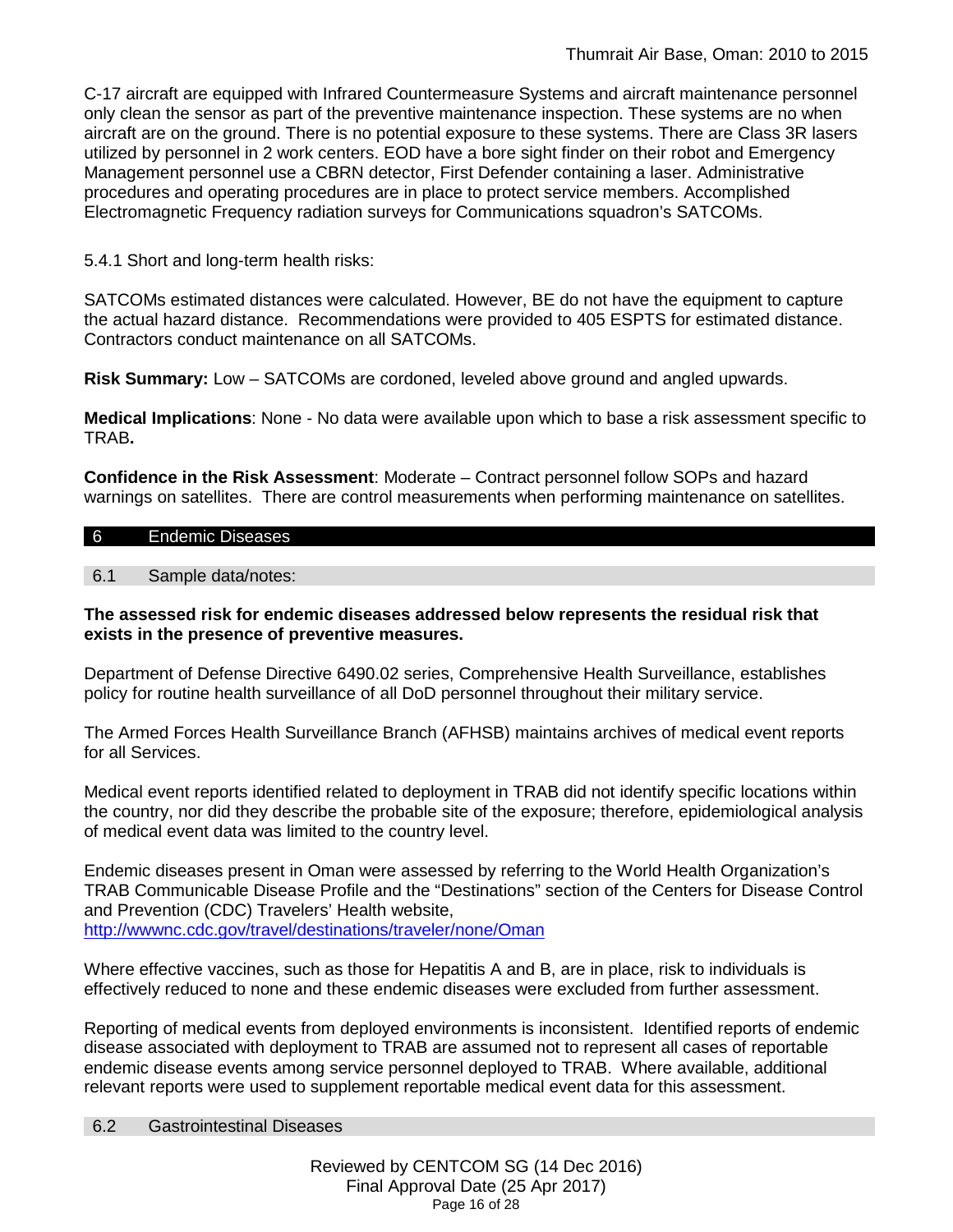C-17 aircraft are equipped with Infrared Countermeasure Systems and aircraft maintenance personnel only clean the sensor as part of the preventive maintenance inspection. These systems are no when aircraft are on the ground. There is no potential exposure to these systems. There are Class 3R lasers utilized by personnel in 2 work centers. EOD have a bore sight finder on their robot and Emergency Management personnel use a CBRN detector, First Defender containing a laser. Administrative procedures and operating procedures are in place to protect service members. Accomplished Electromagnetic Frequency radiation surveys for Communications squadron's SATCOMs.

5.4.1 Short and long-term health risks:

SATCOMs estimated distances were calculated. However, BE do not have the equipment to capture the actual hazard distance. Recommendations were provided to 405 ESPTS for estimated distance. Contractors conduct maintenance on all SATCOMs.

**Risk Summary:** Low – SATCOMs are cordoned, leveled above ground and angled upwards.

**Medical Implications**: None - No data were available upon which to base a risk assessment specific to TRAB**.**

**Confidence in the Risk Assessment**: Moderate – Contract personnel follow SOPs and hazard warnings on satellites. There are control measurements when performing maintenance on satellites.

## 6 Endemic Diseases

### 6.1 Sample data/notes:

**The assessed risk for endemic diseases addressed below represents the residual risk that exists in the presence of preventive measures.**

Department of Defense Directive 6490.02 series, Comprehensive Health Surveillance, establishes policy for routine health surveillance of all DoD personnel throughout their military service.

The Armed Forces Health Surveillance Branch (AFHSB) maintains archives of medical event reports for all Services.

Medical event reports identified related to deployment in TRAB did not identify specific locations within the country, nor did they describe the probable site of the exposure; therefore, epidemiological analysis of medical event data was limited to the country level.

Endemic diseases present in Oman were assessed by referring to the World Health Organization's TRAB Communicable Disease Profile and the "Destinations" section of the Centers for Disease Control and Prevention (CDC) Travelers' Health website, http://wwwnc.cdc.gov/travel/destinations/traveler/none/Oman

Where effective vaccines, such as those for Hepatitis A and B, are in place, risk to individuals is effectively reduced to none and these endemic diseases were excluded from further assessment.

Reporting of medical events from deployed environments is inconsistent. Identified reports of endemic disease associated with deployment to TRAB are assumed not to represent all cases of reportable endemic disease events among service personnel deployed to TRAB. Where available, additional relevant reports were used to supplement reportable medical event data for this assessment.

### 6.2 Gastrointestinal Diseases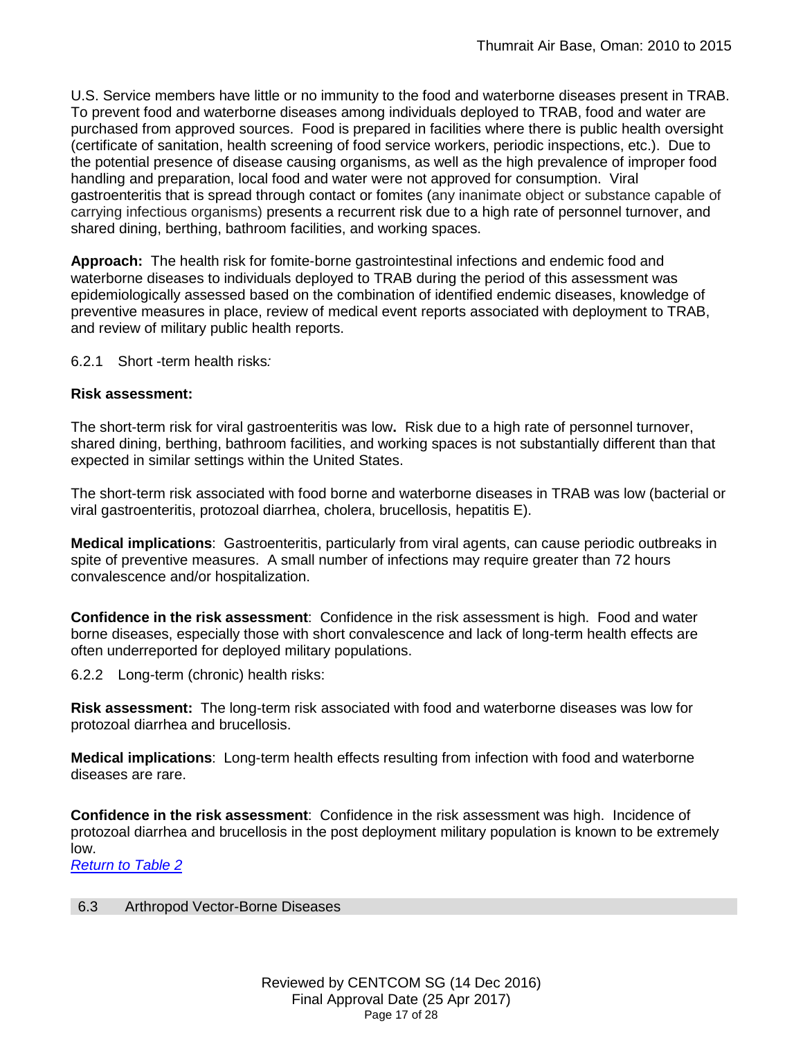U.S. Service members have little or no immunity to the food and waterborne diseases present in TRAB. To prevent food and waterborne diseases among individuals deployed to TRAB, food and water are purchased from approved sources. Food is prepared in facilities where there is public health oversight (certificate of sanitation, health screening of food service workers, periodic inspections, etc.). Due to the potential presence of disease causing organisms, as well as the high prevalence of improper food handling and preparation, local food and water were not approved for consumption. Viral gastroenteritis that is spread through contact or fomites (any inanimate object or substance capable of carrying infectious organisms) presents a recurrent risk due to a high rate of personnel turnover, and shared dining, berthing, bathroom facilities, and working spaces.

**Approach:** The health risk for fomite-borne gastrointestinal infections and endemic food and waterborne diseases to individuals deployed to TRAB during the period of this assessment was epidemiologically assessed based on the combination of identified endemic diseases, knowledge of preventive measures in place, review of medical event reports associated with deployment to TRAB, and review of military public health reports.

6.2.1 Short -term health risks*:*

**Risk assessment:**

The short-term risk for viral gastroenteritis was low**.** Risk due to a high rate of personnel turnover, shared dining, berthing, bathroom facilities, and working spaces is not substantially different than that expected in similar settings within the United States.

The short-term risk associated with food borne and waterborne diseases in TRAB was low (bacterial or viral gastroenteritis, protozoal diarrhea, cholera, brucellosis, hepatitis E).

**Medical implications**: Gastroenteritis, particularly from viral agents, can cause periodic outbreaks in spite of preventive measures. A small number of infections may require greater than 72 hours convalescence and/or hospitalization.

**Confidence in the risk assessment**: Confidence in the risk assessment is high. Food and water borne diseases, especially those with short convalescence and lack of long-term health effects are often underreported for deployed military populations.

6.2.2 Long-term (chronic) health risks:

**Risk assessment:** The long-term risk associated with food and waterborne diseases was low for protozoal diarrhea and brucellosis.

**Medical implications**: Long-term health effects resulting from infection with food and waterborne diseases are rare.

**Confidence in the risk assessment**: Confidence in the risk assessment was high. Incidence of protozoal diarrhea and brucellosis in the post deployment military population is known to be extremely low.

*Return to Table 2*

## 6.3 Arthropod Vector-Borne Diseases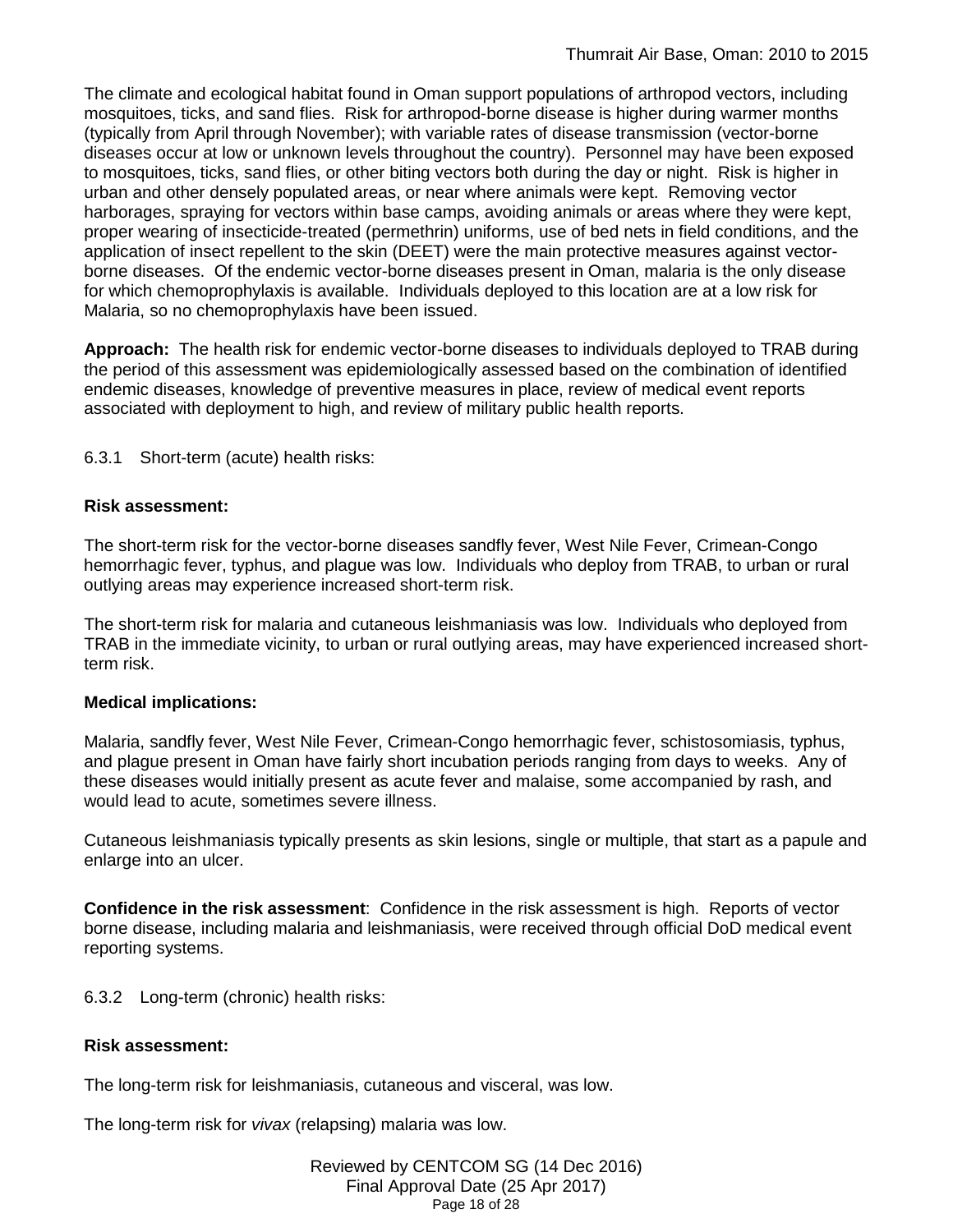The climate and ecological habitat found in Oman support populations of arthropod vectors, including mosquitoes, ticks, and sand flies. Risk for arthropod-borne disease is higher during warmer months (typically from April through November); with variable rates of disease transmission (vector-borne diseases occur at low or unknown levels throughout the country). Personnel may have been exposed to mosquitoes, ticks, sand flies, or other biting vectors both during the day or night. Risk is higher in urban and other densely populated areas, or near where animals were kept. Removing vector harborages, spraying for vectors within base camps, avoiding animals or areas where they were kept, proper wearing of insecticide-treated (permethrin) uniforms, use of bed nets in field conditions, and the application of insect repellent to the skin (DEET) were the main protective measures against vector-borne diseases. Of the endemic vector-borne diseases present in Oman, malaria is the only disease for which chemoprophylaxis is available. Individuals deployed to this location are at a low risk for Malaria, so no chemoprophylaxis have been issued.

**Approach:** The health risk for endemic vector-borne diseases to individuals deployed to TRAB during the period of this assessment was epidemiologically assessed based on the combination of identified endemic diseases, knowledge of preventive measures in place, review of medical event reports associated with deployment to high, and review of military public health reports.

6.3.1 Short-term (acute) health risks:

**Risk assessment:**

The short-term risk for the vector-borne diseases sandfly fever, West Nile Fever, Crimean-Congo hemorrhagic fever, typhus, and plague was low. Individuals who deploy from TRAB, to urban or rural outlying areas may experience increased short-term risk.

The short-term risk for malaria and cutaneous leishmaniasis was low. Individuals who deployed from TRAB in the immediate vicinity, to urban or rural outlying areas, may have experienced increased short-term risk.

**Medical implications:**

Malaria, sandfly fever, West Nile Fever, Crimean-Congo hemorrhagic fever, schistosomiasis, typhus, and plague present in Oman have fairly short incubation periods ranging from days to weeks. Any of these diseases would initially present as acute fever and malaise, some accompanied by rash, and would lead to acute, sometimes severe illness.

Cutaneous leishmaniasis typically presents as skin lesions, single or multiple, that start as a papule and enlarge into an ulcer.

**Confidence in the risk assessment**: Confidence in the risk assessment is high. Reports of vector borne disease, including malaria and leishmaniasis, were received through official DoD medical event reporting systems.

6.3.2 Long-term (chronic) health risks:

**Risk assessment:**

The long-term risk for leishmaniasis, cutaneous and visceral, was low.

The long-term risk for *vivax* (relapsing) malaria was low.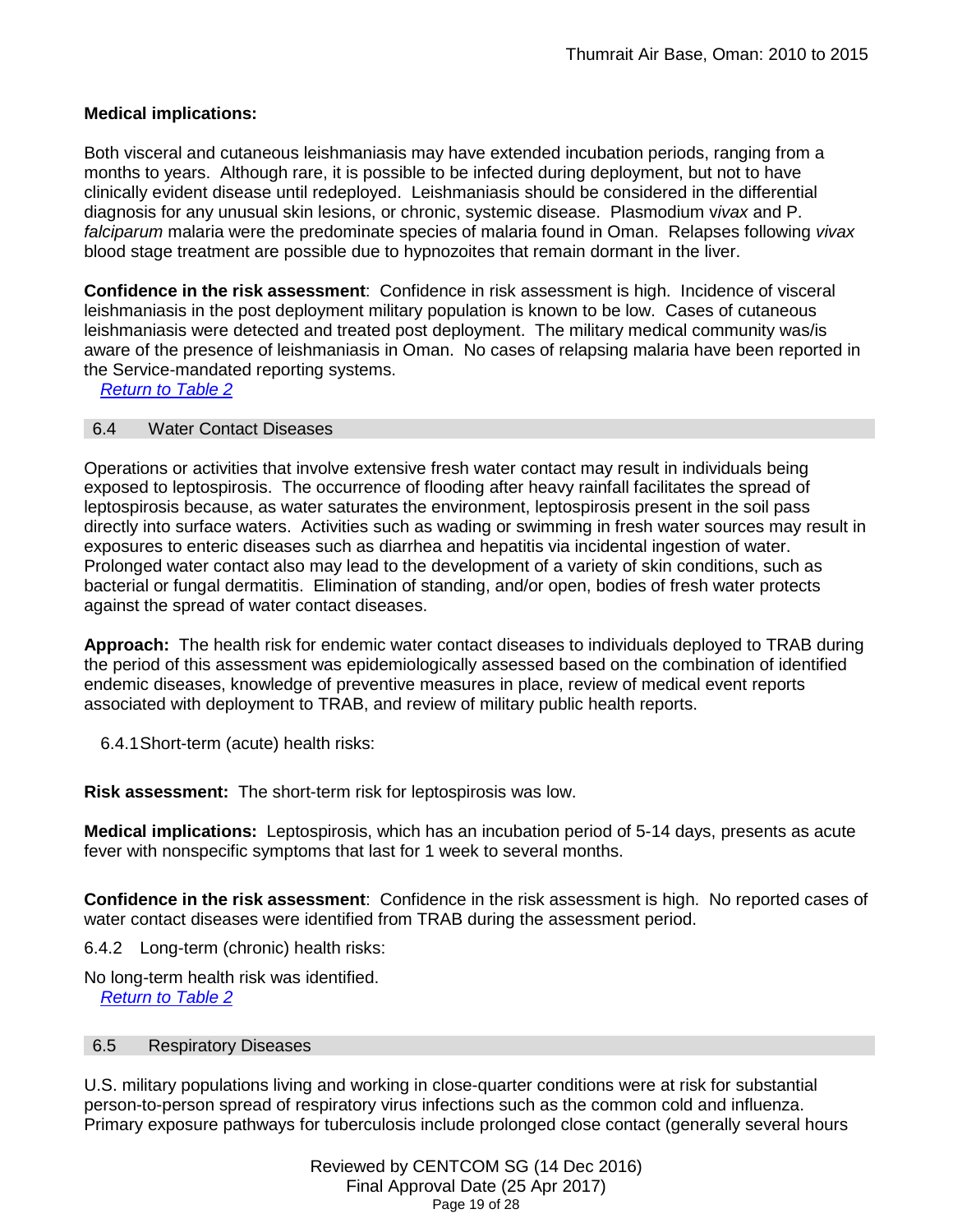**Medical implications:**

Both visceral and cutaneous leishmaniasis may have extended incubation periods, ranging from a months to years. Although rare, it is possible to be infected during deployment, but not to have clinically evident disease until redeployed. Leishmaniasis should be considered in the differential diagnosis for any unusual skin lesions, or chronic, systemic disease. Plasmodium v*ivax* and P. *falciparum* malaria were the predominate species of malaria found in Oman. Relapses following *vivax* blood stage treatment are possible due to hypnozoites that remain dormant in the liver.

**Confidence in the risk assessment**: Confidence in risk assessment is high. Incidence of visceral leishmaniasis in the post deployment military population is known to be low. Cases of cutaneous leishmaniasis were detected and treated post deployment. The military medical community was/is aware of the presence of leishmaniasis in Oman. No cases of relapsing malaria have been reported in the Service-mandated reporting systems.

*Return to Table 2*

## 6.4 Water Contact Diseases

Operations or activities that involve extensive fresh water contact may result in individuals being exposed to leptospirosis. The occurrence of flooding after heavy rainfall facilitates the spread of leptospirosis because, as water saturates the environment, leptospirosis present in the soil pass directly into surface waters. Activities such as wading or swimming in fresh water sources may result in exposures to enteric diseases such as diarrhea and hepatitis via incidental ingestion of water. Prolonged water contact also may lead to the development of a variety of skin conditions, such as bacterial or fungal dermatitis. Elimination of standing, and/or open, bodies of fresh water protects against the spread of water contact diseases.

**Approach:** The health risk for endemic water contact diseases to individuals deployed to TRAB during the period of this assessment was epidemiologically assessed based on the combination of identified endemic diseases, knowledge of preventive measures in place, review of medical event reports associated with deployment to TRAB, and review of military public health reports.

### 6.4.1 Short-term (acute) health risks:

**Risk assessment:** The short-term risk for leptospirosis was low.

**Medical implications:** Leptospirosis, which has an incubation period of 5-14 days, presents as acute fever with nonspecific symptoms that last for 1 week to several months.

**Confidence in the risk assessment**: Confidence in the risk assessment is high. No reported cases of water contact diseases were identified from TRAB during the assessment period.

### 6.4.2 Long-term (chronic) health risks:

No long-term health risk was identified.

*Return to Table 2*

## 6.5 Respiratory Diseases

U.S. military populations living and working in close-quarter conditions were at risk for substantial person-to-person spread of respiratory virus infections such as the common cold and influenza. Primary exposure pathways for tuberculosis include prolonged close contact (generally several hours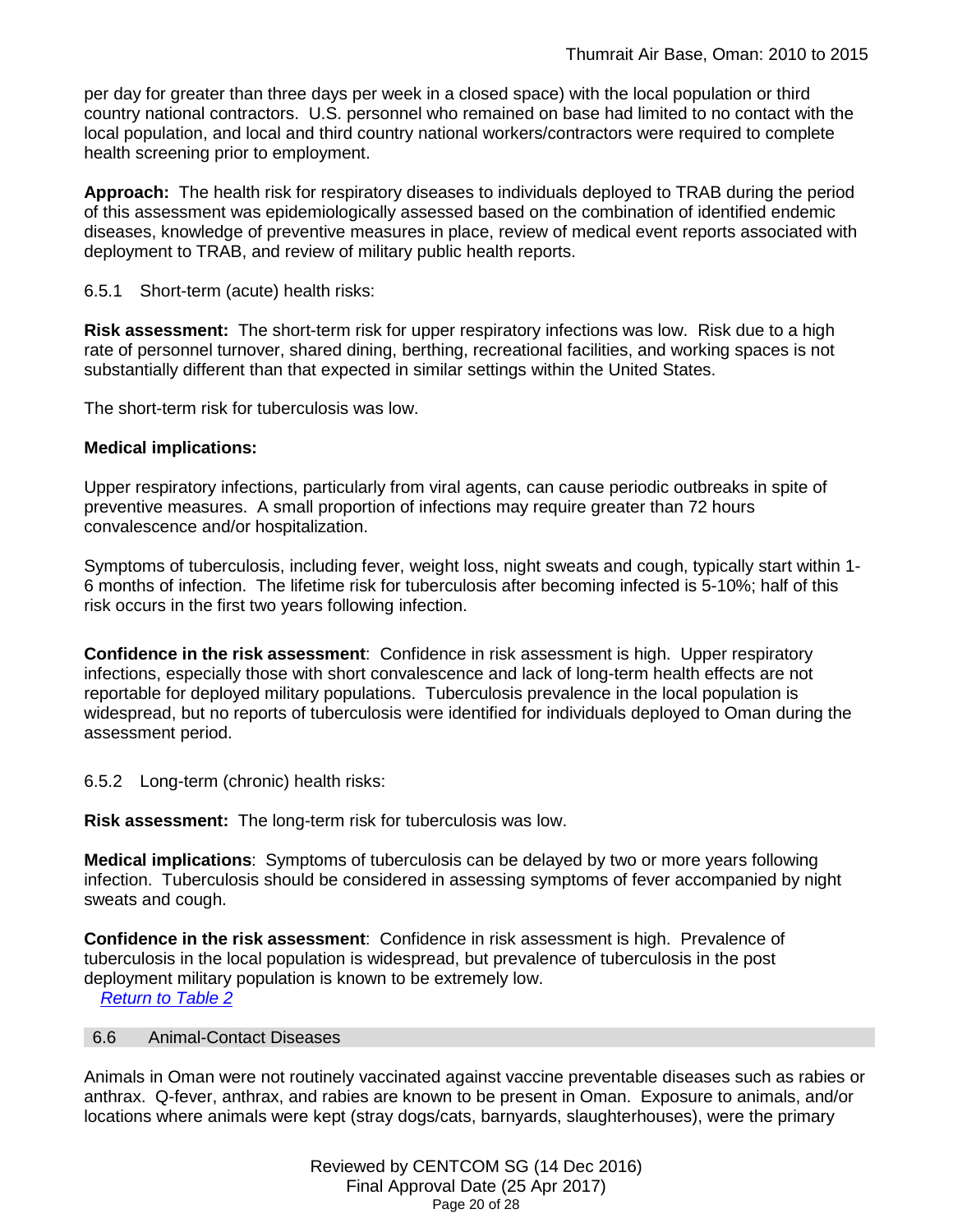per day for greater than three days per week in a closed space) with the local population or third country national contractors. U.S. personnel who remained on base had limited to no contact with the local population, and local and third country national workers/contractors were required to complete health screening prior to employment.

**Approach:** The health risk for respiratory diseases to individuals deployed to TRAB during the period of this assessment was epidemiologically assessed based on the combination of identified endemic diseases, knowledge of preventive measures in place, review of medical event reports associated with deployment to TRAB, and review of military public health reports.

#### 6.5.1 Short-term (acute) health risks:

**Risk assessment:** The short-term risk for upper respiratory infections was low. Risk due to a high rate of personnel turnover, shared dining, berthing, recreational facilities, and working spaces is not substantially different than that expected in similar settings within the United States.

The short-term risk for tuberculosis was low.

**Medical implications:**

Upper respiratory infections, particularly from viral agents, can cause periodic outbreaks in spite of preventive measures. A small proportion of infections may require greater than 72 hours convalescence and/or hospitalization.

Symptoms of tuberculosis, including fever, weight loss, night sweats and cough, typically start within 1-6 months of infection. The lifetime risk for tuberculosis after becoming infected is 5-10%; half of this risk occurs in the first two years following infection.

**Confidence in the risk assessment**: Confidence in risk assessment is high. Upper respiratory infections, especially those with short convalescence and lack of long-term health effects are not reportable for deployed military populations. Tuberculosis prevalence in the local population is widespread, but no reports of tuberculosis were identified for individuals deployed to Oman during the assessment period.

#### 6.5.2 Long-term (chronic) health risks:

**Risk assessment:** The long-term risk for tuberculosis was low.

**Medical implications**: Symptoms of tuberculosis can be delayed by two or more years following infection. Tuberculosis should be considered in assessing symptoms of fever accompanied by night sweats and cough.

**Confidence in the risk assessment**: Confidence in risk assessment is high. Prevalence of tuberculosis in the local population is widespread, but prevalence of tuberculosis in the post deployment military population is known to be extremely low.

*Return to Table 2*

### 6.6 Animal-Contact Diseases

Animals in Oman were not routinely vaccinated against vaccine preventable diseases such as rabies or anthrax. Q-fever, anthrax, and rabies are known to be present in Oman. Exposure to animals, and/or locations where animals were kept (stray dogs/cats, barnyards, slaughterhouses), were the primary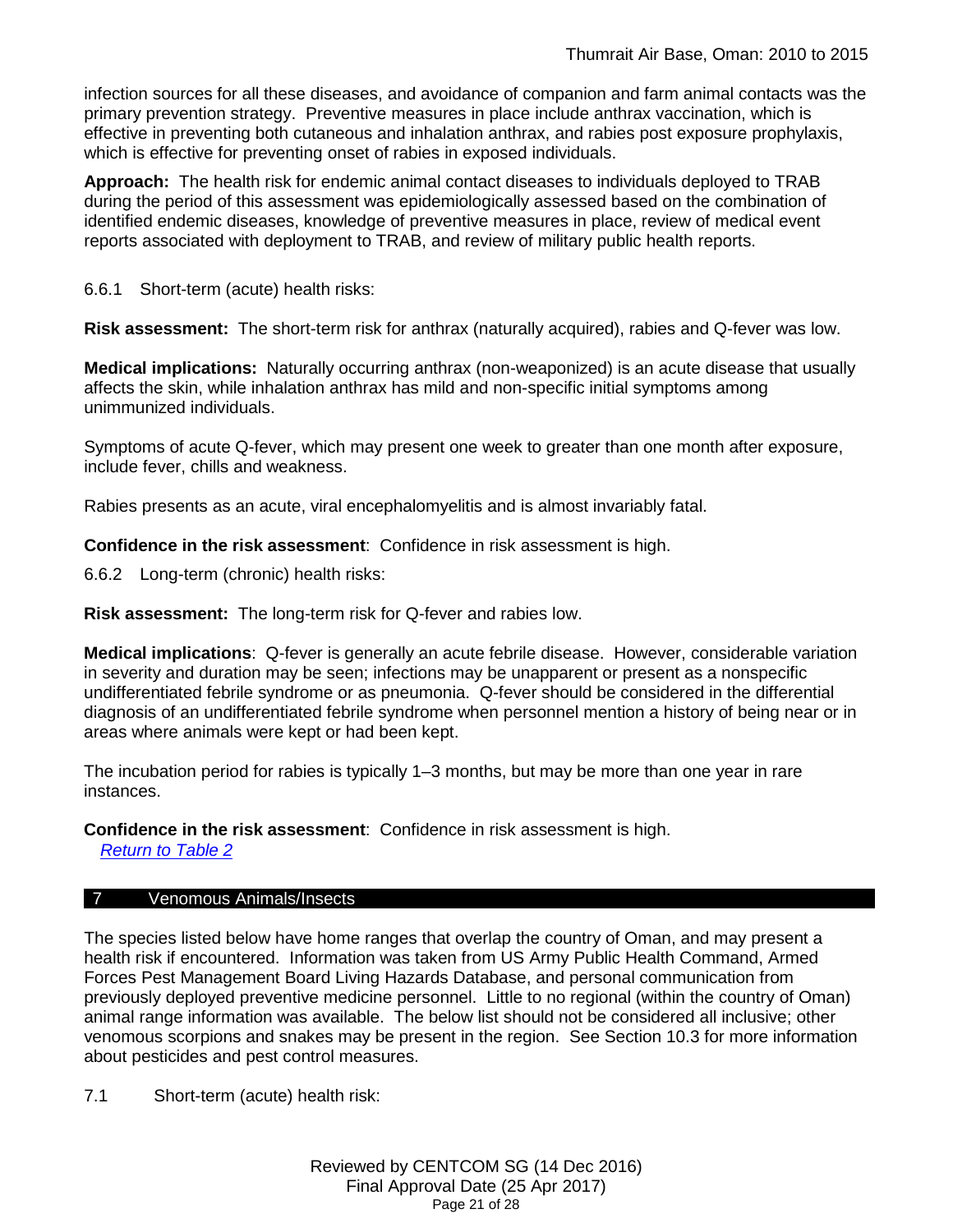infection sources for all these diseases, and avoidance of companion and farm animal contacts was the primary prevention strategy. Preventive measures in place include anthrax vaccination, which is effective in preventing both cutaneous and inhalation anthrax, and rabies post exposure prophylaxis, which is effective for preventing onset of rabies in exposed individuals.

**Approach:** The health risk for endemic animal contact diseases to individuals deployed to TRAB during the period of this assessment was epidemiologically assessed based on the combination of identified endemic diseases, knowledge of preventive measures in place, review of medical event reports associated with deployment to TRAB, and review of military public health reports.

### 6.6.1 Short-term (acute) health risks:

**Risk assessment:** The short-term risk for anthrax (naturally acquired), rabies and Q-fever was low.

**Medical implications:** Naturally occurring anthrax (non-weaponized) is an acute disease that usually affects the skin, while inhalation anthrax has mild and non-specific initial symptoms among unimmunized individuals.

Symptoms of acute Q-fever, which may present one week to greater than one month after exposure, include fever, chills and weakness.

Rabies presents as an acute, viral encephalomyelitis and is almost invariably fatal.

**Confidence in the risk assessment**: Confidence in risk assessment is high.

### 6.6.2 Long-term (chronic) health risks:

**Risk assessment:** The long-term risk for Q-fever and rabies low.

**Medical implications**: Q-fever is generally an acute febrile disease. However, considerable variation in severity and duration may be seen; infections may be unapparent or present as a nonspecific undifferentiated febrile syndrome or as pneumonia. Q-fever should be considered in the differential diagnosis of an undifferentiated febrile syndrome when personnel mention a history of being near or in areas where animals were kept or had been kept.

The incubation period for rabies is typically 1–3 months, but may be more than one year in rare instances.

**Confidence in the risk assessment**: Confidence in risk assessment is high.

*Return to Table 2*

## 7 Venomous Animals/Insects

The species listed below have home ranges that overlap the country of Oman, and may present a health risk if encountered. Information was taken from US Army Public Health Command, Armed Forces Pest Management Board Living Hazards Database, and personal communication from previously deployed preventive medicine personnel. Little to no regional (within the country of Oman) animal range information was available. The below list should not be considered all inclusive; other venomous scorpions and snakes may be present in the region. See Section 10.3 for more information about pesticides and pest control measures.

### 7.1 Short-term (acute) health risk: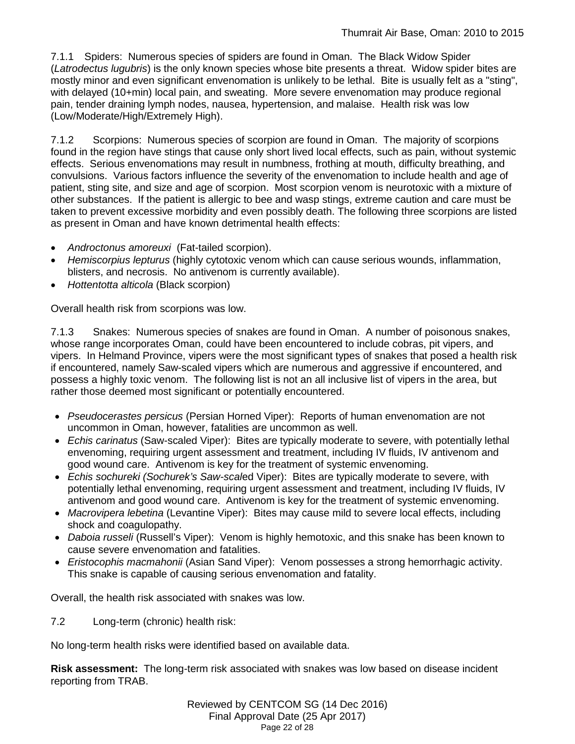7.1.1 Spiders: Numerous species of spiders are found in Oman. The Black Widow Spider (*Latrodectus lugubris*) is the only known species whose bite presents a threat. Widow spider bites are mostly minor and even significant envenomation is unlikely to be lethal. Bite is usually felt as a "sting", with delayed (10+min) local pain, and sweating. More severe envenomation may produce regional pain, tender draining lymph nodes, nausea, hypertension, and malaise. Health risk was low (Low/Moderate/High/Extremely High).

7.1.2 Scorpions: Numerous species of scorpion are found in Oman. The majority of scorpions found in the region have stings that cause only short lived local effects, such as pain, without systemic effects. Serious envenomations may result in numbness, frothing at mouth, difficulty breathing, and convulsions. Various factors influence the severity of the envenomation to include health and age of patient, sting site, and size and age of scorpion. Most scorpion venom is neurotoxic with a mixture of other substances. If the patient is allergic to bee and wasp stings, extreme caution and care must be taken to prevent excessive morbidity and even possibly death. The following three scorpions are listed as present in Oman and have known detrimental health effects:

- *Androctonus amoreuxi* (Fat-tailed scorpion).
- *Hemiscorpius lepturus* (highly cytotoxic venom which can cause serious wounds, inflammation, blisters, and necrosis. No antivenom is currently available).
- *Hottentotta alticola* (Black scorpion)

Overall health risk from scorpions was low.

7.1.3 Snakes: Numerous species of snakes are found in Oman. A number of poisonous snakes, whose range incorporates Oman, could have been encountered to include cobras, pit vipers, and vipers. In Helmand Province, vipers were the most significant types of snakes that posed a health risk if encountered, namely Saw-scaled vipers which are numerous and aggressive if encountered, and possess a highly toxic venom. The following list is not an all inclusive list of vipers in the area, but rather those deemed most significant or potentially encountered.

- *Pseudocerastes persicus* (Persian Horned Viper): Reports of human envenomation are not uncommon in Oman, however, fatalities are uncommon as well.
- *Echis carinatus* (Saw-scaled Viper): Bites are typically moderate to severe, with potentially lethal envenoming, requiring urgent assessment and treatment, including IV fluids, IV antivenom and good wound care. Antivenom is key for the treatment of systemic envenoming.
- *Echis sochureki (Sochurek's Saw-scal*ed Viper): Bites are typically moderate to severe, with potentially lethal envenoming, requiring urgent assessment and treatment, including IV fluids, IV antivenom and good wound care. Antivenom is key for the treatment of systemic envenoming.
- *Macrovipera lebetina* (Levantine Viper): Bites may cause mild to severe local effects, including shock and coagulopathy.
- *Daboia russeli* (Russell's Viper): Venom is highly hemotoxic, and this snake has been known to cause severe envenomation and fatalities.
- *Eristocophis macmahonii* (Asian Sand Viper): Venom possesses a strong hemorrhagic activity. This snake is capable of causing serious envenomation and fatality.

Overall, the health risk associated with snakes was low.

7.2 Long-term (chronic) health risk:

No long-term health risks were identified based on available data.

**Risk assessment:** The long-term risk associated with snakes was low based on disease incident reporting from TRAB.

Reviewed by CENTCOM SG (14 Dec 2016)
Final Approval Date (25 Apr 2017)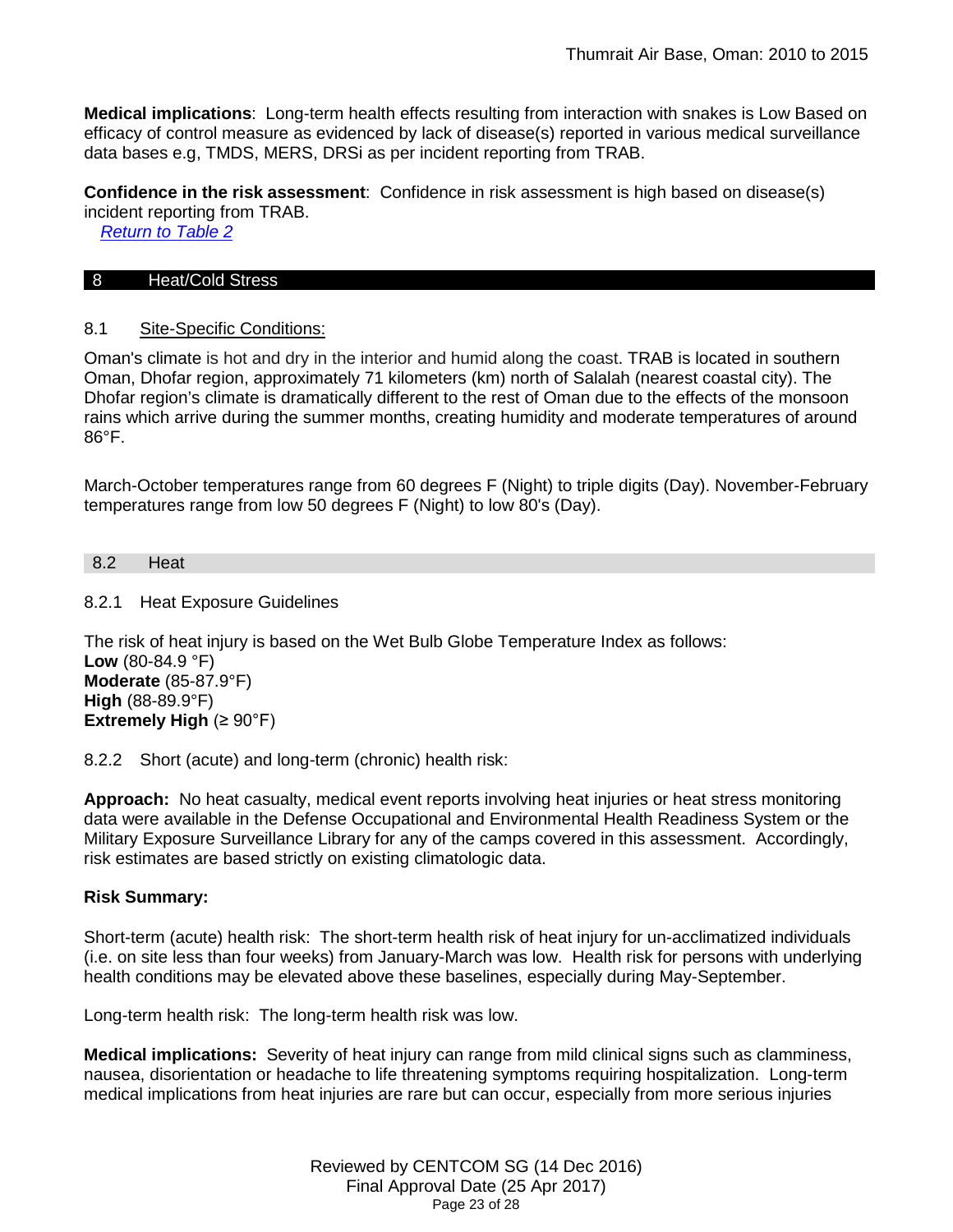**Medical implications**: Long-term health effects resulting from interaction with snakes is Low Based on efficacy of control measure as evidenced by lack of disease(s) reported in various medical surveillance data bases e.g, TMDS, MERS, DRSi as per incident reporting from TRAB.

**Confidence in the risk assessment**: Confidence in risk assessment is high based on disease(s) incident reporting from TRAB.

*Return to Table 2*

## 8 Heat/Cold Stress

### 8.1 Site-Specific Conditions:

Oman's climate is hot and dry in the interior and humid along the coast. TRAB is located in southern Oman, Dhofar region, approximately 71 kilometers (km) north of Salalah (nearest coastal city). The Dhofar region's climate is dramatically different to the rest of Oman due to the effects of the monsoon rains which arrive during the summer months, creating humidity and moderate temperatures of around 86°F.

March-October temperatures range from 60 degrees F (Night) to triple digits (Day). November-February temperatures range from low 50 degrees F (Night) to low 80's (Day).

### 8.2 Heat

#### 8.2.1 Heat Exposure Guidelines

The risk of heat injury is based on the Wet Bulb Globe Temperature Index as follows:
**Low** (80-84.9 °F)
**Moderate** (85-87.9°F)
**High** (88-89.9°F)
**Extremely High** (≥ 90°F)

#### 8.2.2 Short (acute) and long-term (chronic) health risk:

**Approach:** No heat casualty, medical event reports involving heat injuries or heat stress monitoring data were available in the Defense Occupational and Environmental Health Readiness System or the Military Exposure Surveillance Library for any of the camps covered in this assessment. Accordingly, risk estimates are based strictly on existing climatologic data.

**Risk Summary:**

Short-term (acute) health risk: The short-term health risk of heat injury for un-acclimatized individuals (i.e. on site less than four weeks) from January-March was low. Health risk for persons with underlying health conditions may be elevated above these baselines, especially during May-September.

Long-term health risk: The long-term health risk was low.

**Medical implications:** Severity of heat injury can range from mild clinical signs such as clamminess, nausea, disorientation or headache to life threatening symptoms requiring hospitalization. Long-term medical implications from heat injuries are rare but can occur, especially from more serious injuries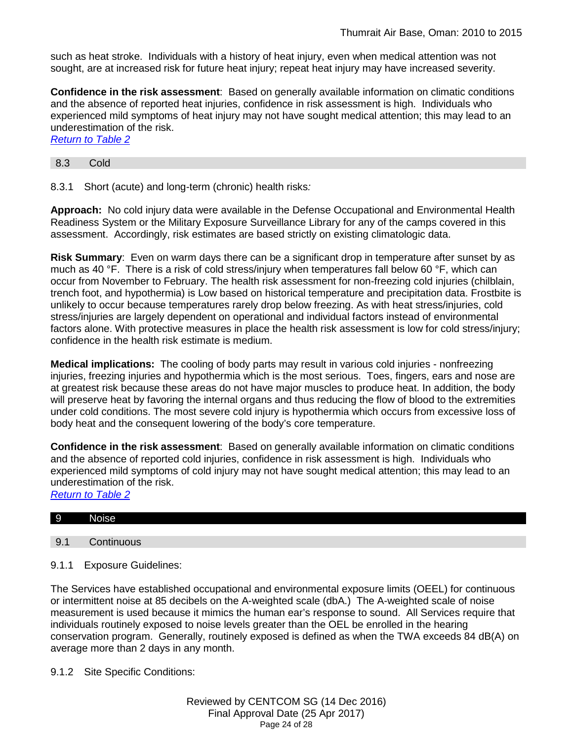such as heat stroke. Individuals with a history of heat injury, even when medical attention was not sought, are at increased risk for future heat injury; repeat heat injury may have increased severity.

**Confidence in the risk assessment**: Based on generally available information on climatic conditions and the absence of reported heat injuries, confidence in risk assessment is high. Individuals who experienced mild symptoms of heat injury may not have sought medical attention; this may lead to an underestimation of the risk.
*Return to Table 2*

### 8.3 Cold

8.3.1 Short (acute) and long-term (chronic) health risks*:*

**Approach:** No cold injury data were available in the Defense Occupational and Environmental Health Readiness System or the Military Exposure Surveillance Library for any of the camps covered in this assessment. Accordingly, risk estimates are based strictly on existing climatologic data.

**Risk Summary**: Even on warm days there can be a significant drop in temperature after sunset by as much as 40 °F. There is a risk of cold stress/injury when temperatures fall below 60 °F, which can occur from November to February. The health risk assessment for non-freezing cold injuries (chilblain, trench foot, and hypothermia) is Low based on historical temperature and precipitation data. Frostbite is unlikely to occur because temperatures rarely drop below freezing. As with heat stress/injuries, cold stress/injuries are largely dependent on operational and individual factors instead of environmental factors alone. With protective measures in place the health risk assessment is low for cold stress/injury; confidence in the health risk estimate is medium.

**Medical implications:** The cooling of body parts may result in various cold injuries - nonfreezing injuries, freezing injuries and hypothermia which is the most serious. Toes, fingers, ears and nose are at greatest risk because these areas do not have major muscles to produce heat. In addition, the body will preserve heat by favoring the internal organs and thus reducing the flow of blood to the extremities under cold conditions. The most severe cold injury is hypothermia which occurs from excessive loss of body heat and the consequent lowering of the body's core temperature.

**Confidence in the risk assessment**: Based on generally available information on climatic conditions and the absence of reported cold injuries, confidence in risk assessment is high. Individuals who experienced mild symptoms of cold injury may not have sought medical attention; this may lead to an underestimation of the risk.
*Return to Table 2*

## 9 Noise

### 9.1 Continuous

9.1.1 Exposure Guidelines:

The Services have established occupational and environmental exposure limits (OEEL) for continuous or intermittent noise at 85 decibels on the A-weighted scale (dbA.) The A-weighted scale of noise measurement is used because it mimics the human ear's response to sound. All Services require that individuals routinely exposed to noise levels greater than the OEL be enrolled in the hearing conservation program. Generally, routinely exposed is defined as when the TWA exceeds 84 dB(A) on average more than 2 days in any month.

9.1.2 Site Specific Conditions: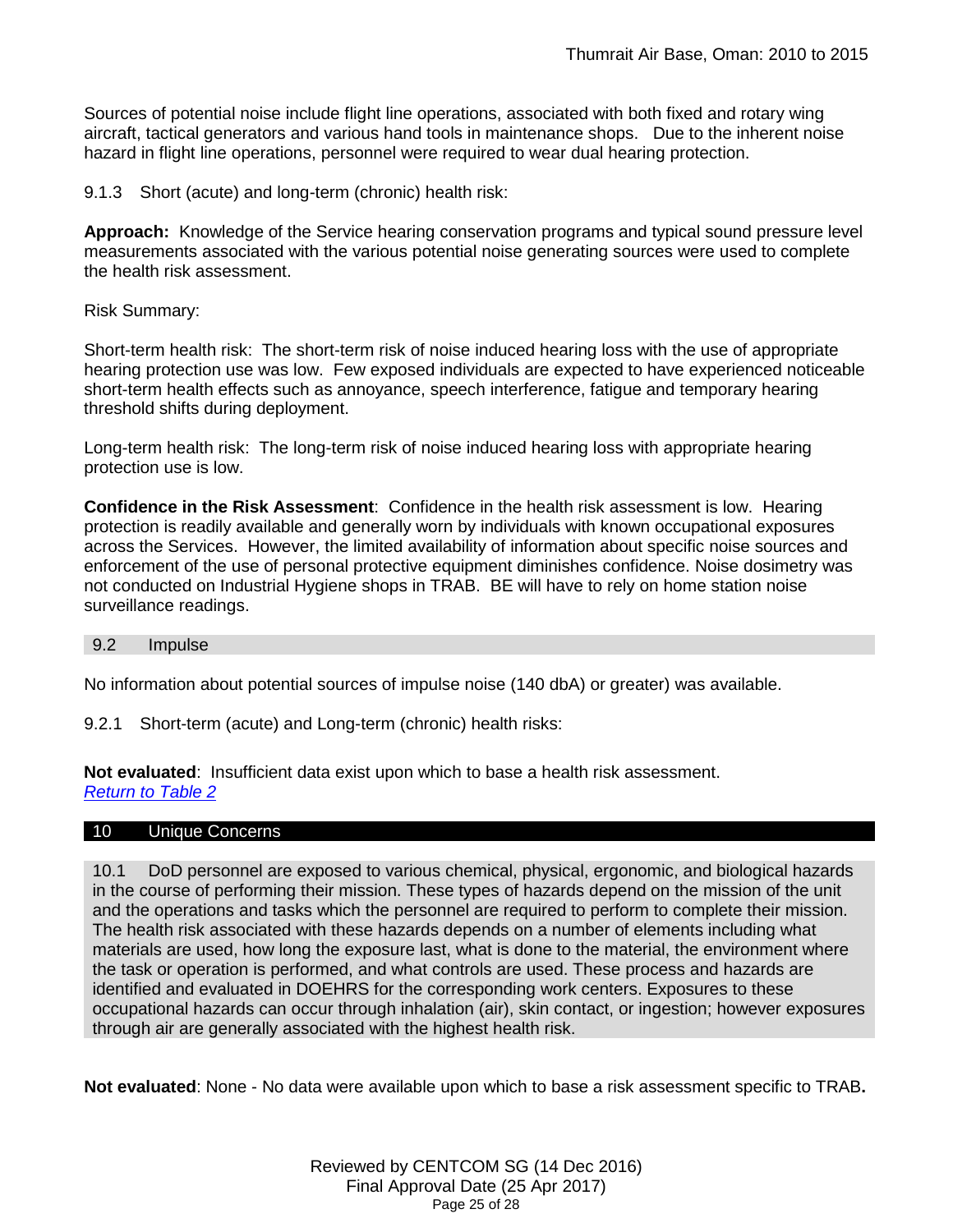Sources of potential noise include flight line operations, associated with both fixed and rotary wing aircraft, tactical generators and various hand tools in maintenance shops. Due to the inherent noise hazard in flight line operations, personnel were required to wear dual hearing protection.

9.1.3 Short (acute) and long-term (chronic) health risk:

**Approach:** Knowledge of the Service hearing conservation programs and typical sound pressure level measurements associated with the various potential noise generating sources were used to complete the health risk assessment.

Risk Summary:

Short-term health risk: The short-term risk of noise induced hearing loss with the use of appropriate hearing protection use was low. Few exposed individuals are expected to have experienced noticeable short-term health effects such as annoyance, speech interference, fatigue and temporary hearing threshold shifts during deployment.

Long-term health risk: The long-term risk of noise induced hearing loss with appropriate hearing protection use is low.

**Confidence in the Risk Assessment**: Confidence in the health risk assessment is low. Hearing protection is readily available and generally worn by individuals with known occupational exposures across the Services. However, the limited availability of information about specific noise sources and enforcement of the use of personal protective equipment diminishes confidence. Noise dosimetry was not conducted on Industrial Hygiene shops in TRAB. BE will have to rely on home station noise surveillance readings.

## 9.2 Impulse

No information about potential sources of impulse noise (140 dbA) or greater) was available.

9.2.1 Short-term (acute) and Long-term (chronic) health risks:

**Not evaluated**: Insufficient data exist upon which to base a health risk assessment.
*Return to Table 2*

# 10 Unique Concerns

10.1 DoD personnel are exposed to various chemical, physical, ergonomic, and biological hazards in the course of performing their mission. These types of hazards depend on the mission of the unit and the operations and tasks which the personnel are required to perform to complete their mission. The health risk associated with these hazards depends on a number of elements including what materials are used, how long the exposure last, what is done to the material, the environment where the task or operation is performed, and what controls are used. These process and hazards are identified and evaluated in DOEHRS for the corresponding work centers. Exposures to these occupational hazards can occur through inhalation (air), skin contact, or ingestion; however exposures through air are generally associated with the highest health risk.

**Not evaluated**: None - No data were available upon which to base a risk assessment specific to TRAB**.**

Reviewed by CENTCOM SG (14 Dec 2016)
Final Approval Date (25 Apr 2017)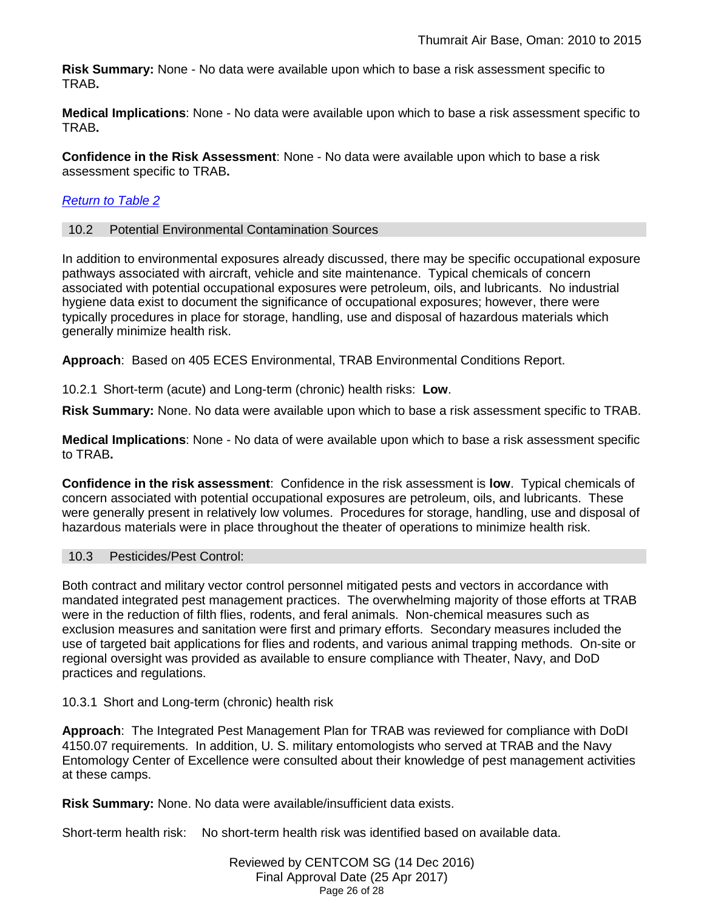**Risk Summary:** None - No data were available upon which to base a risk assessment specific to TRAB**.**

**Medical Implications**: None - No data were available upon which to base a risk assessment specific to TRAB**.**

**Confidence in the Risk Assessment**: None - No data were available upon which to base a risk assessment specific to TRAB**.**

*Return to Table 2*

## 10.2 Potential Environmental Contamination Sources

In addition to environmental exposures already discussed, there may be specific occupational exposure pathways associated with aircraft, vehicle and site maintenance. Typical chemicals of concern associated with potential occupational exposures were petroleum, oils, and lubricants. No industrial hygiene data exist to document the significance of occupational exposures; however, there were typically procedures in place for storage, handling, use and disposal of hazardous materials which generally minimize health risk.

**Approach**: Based on 405 ECES Environmental, TRAB Environmental Conditions Report.

10.2.1 Short-term (acute) and Long-term (chronic) health risks: **Low**.

**Risk Summary:** None. No data were available upon which to base a risk assessment specific to TRAB.

**Medical Implications**: None - No data of were available upon which to base a risk assessment specific to TRAB**.**

**Confidence in the risk assessment**: Confidence in the risk assessment is **low**. Typical chemicals of concern associated with potential occupational exposures are petroleum, oils, and lubricants. These were generally present in relatively low volumes. Procedures for storage, handling, use and disposal of hazardous materials were in place throughout the theater of operations to minimize health risk.

## 10.3 Pesticides/Pest Control:

Both contract and military vector control personnel mitigated pests and vectors in accordance with mandated integrated pest management practices. The overwhelming majority of those efforts at TRAB were in the reduction of filth flies, rodents, and feral animals. Non-chemical measures such as exclusion measures and sanitation were first and primary efforts. Secondary measures included the use of targeted bait applications for flies and rodents, and various animal trapping methods. On-site or regional oversight was provided as available to ensure compliance with Theater, Navy, and DoD practices and regulations.

10.3.1 Short and Long-term (chronic) health risk

**Approach**: The Integrated Pest Management Plan for TRAB was reviewed for compliance with DoDI 4150.07 requirements. In addition, U. S. military entomologists who served at TRAB and the Navy Entomology Center of Excellence were consulted about their knowledge of pest management activities at these camps.

**Risk Summary:** None. No data were available/insufficient data exists.

Short-term health risk: No short-term health risk was identified based on available data.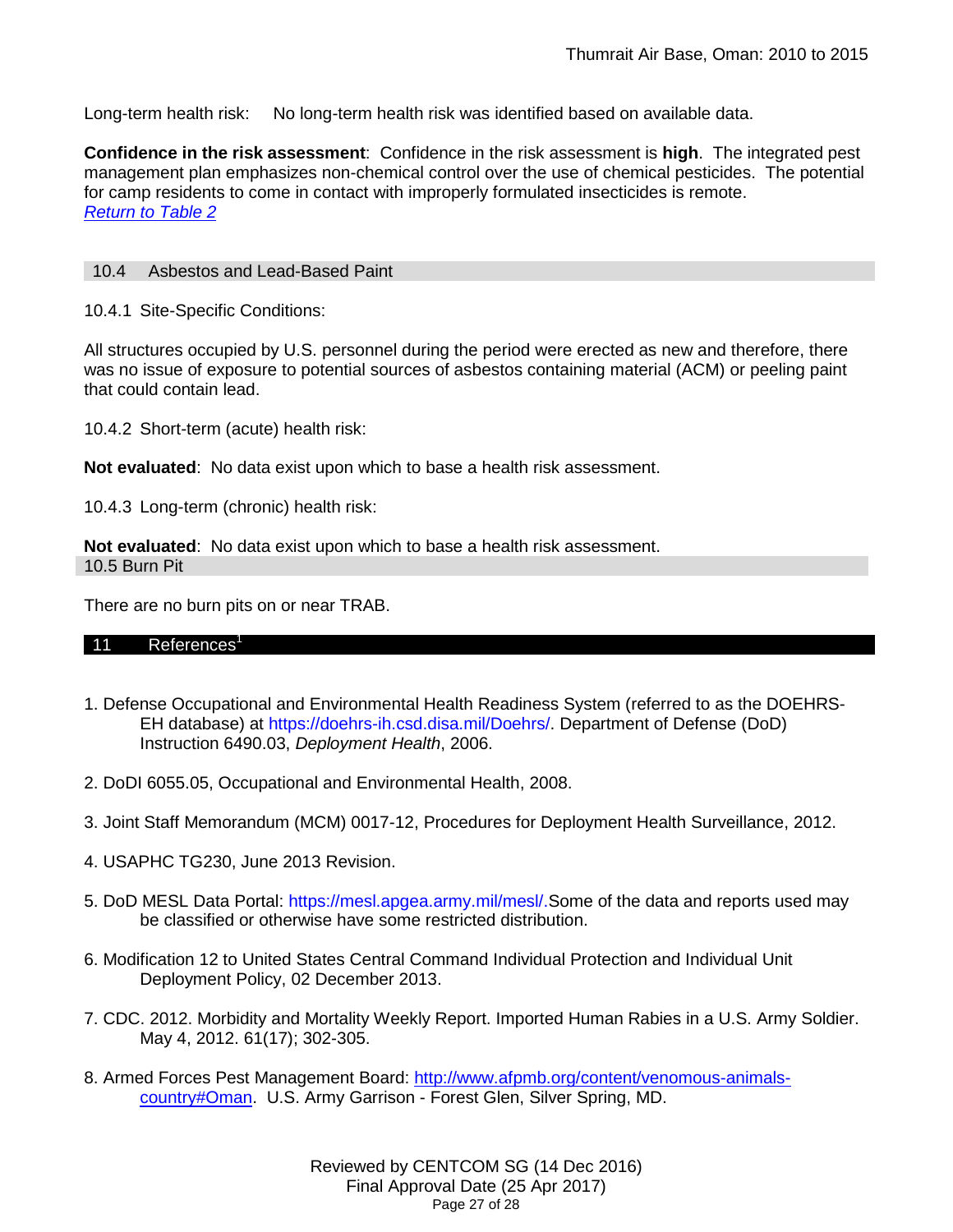Long-term health risk: No long-term health risk was identified based on available data.

**Confidence in the risk assessment**: Confidence in the risk assessment is **high**. The integrated pest management plan emphasizes non-chemical control over the use of chemical pesticides. The potential for camp residents to come in contact with improperly formulated insecticides is remote.
*Return to Table 2*

### 10.4 Asbestos and Lead-Based Paint

10.4.1 Site-Specific Conditions:

All structures occupied by U.S. personnel during the period were erected as new and therefore, there was no issue of exposure to potential sources of asbestos containing material (ACM) or peeling paint that could contain lead.

10.4.2 Short-term (acute) health risk:

**Not evaluated**: No data exist upon which to base a health risk assessment.

10.4.3 Long-term (chronic) health risk:

**Not evaluated**: No data exist upon which to base a health risk assessment.

### 10.5 Burn Pit

There are no burn pits on or near TRAB.

## 11 References[1]

1. Defense Occupational and Environmental Health Readiness System (referred to as the DOEHRS-EH database) at https://doehrs-ih.csd.disa.mil/Doehrs/. Department of Defense (DoD) Instruction 6490.03, *Deployment Health*, 2006.

2. DoDI 6055.05, Occupational and Environmental Health, 2008.

3. Joint Staff Memorandum (MCM) 0017-12, Procedures for Deployment Health Surveillance, 2012.

4. USAPHC TG230, June 2013 Revision.

5. DoD MESL Data Portal: https://mesl.apgea.army.mil/mesl/.Some of the data and reports used may be classified or otherwise have some restricted distribution.

6. Modification 12 to United States Central Command Individual Protection and Individual Unit Deployment Policy, 02 December 2013.

7. CDC. 2012. Morbidity and Mortality Weekly Report. Imported Human Rabies in a U.S. Army Soldier. May 4, 2012. 61(17); 302-305.

8. Armed Forces Pest Management Board: http://www.afpmb.org/content/venomous-animals-country#Oman. U.S. Army Garrison - Forest Glen, Silver Spring, MD.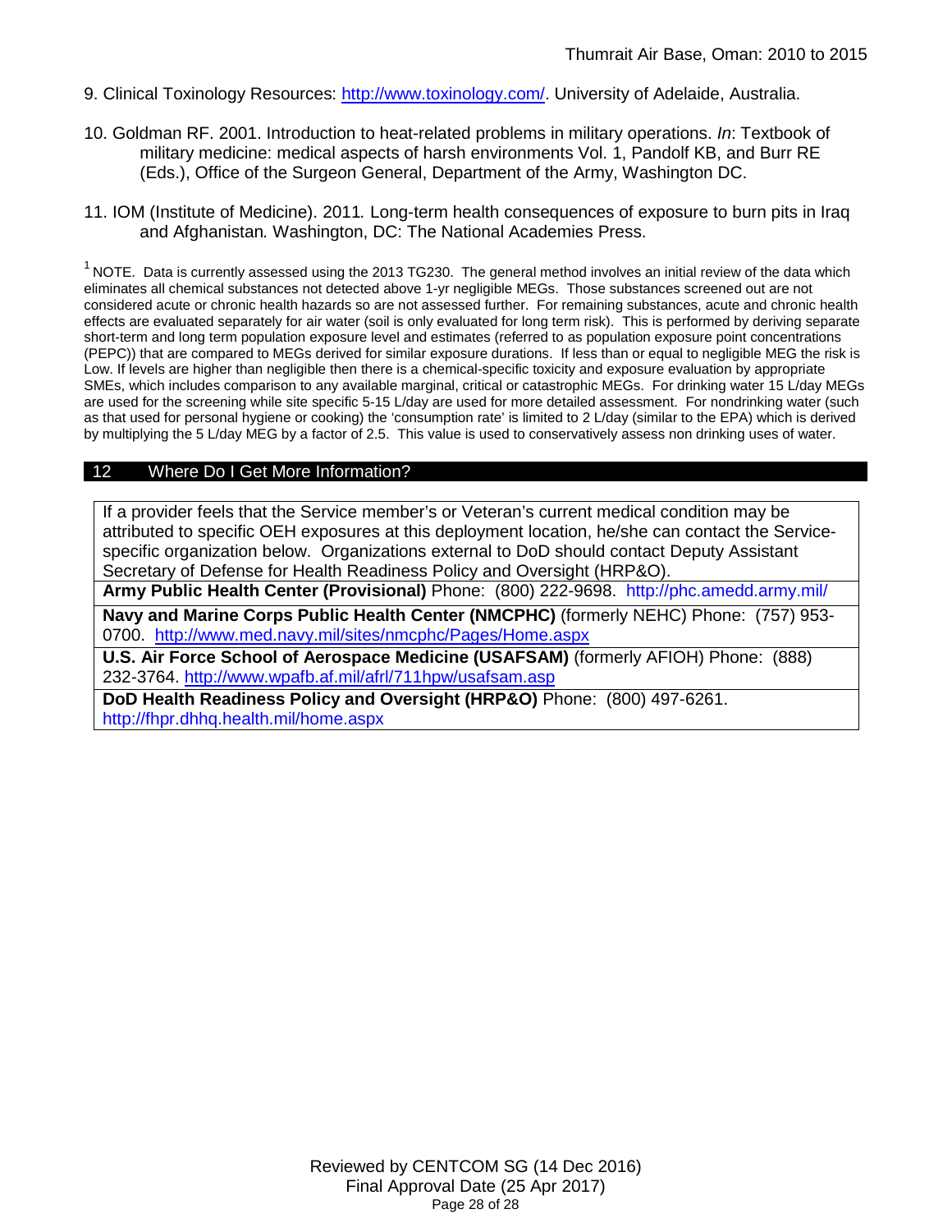9. Clinical Toxinology Resources: http://www.toxinology.com/. University of Adelaide, Australia.

10. Goldman RF. 2001. Introduction to heat-related problems in military operations. *In*: Textbook of military medicine: medical aspects of harsh environments Vol. 1, Pandolf KB, and Burr RE (Eds.), Office of the Surgeon General, Department of the Army, Washington DC.

11. IOM (Institute of Medicine). 2011*.* Long-term health consequences of exposure to burn pits in Iraq and Afghanistan*.* Washington, DC: The National Academies Press.

[1] NOTE. Data is currently assessed using the 2013 TG230. The general method involves an initial review of the data which eliminates all chemical substances not detected above 1-yr negligible MEGs. Those substances screened out are not considered acute or chronic health hazards so are not assessed further. For remaining substances, acute and chronic health effects are evaluated separately for air water (soil is only evaluated for long term risk). This is performed by deriving separate short-term and long term population exposure level and estimates (referred to as population exposure point concentrations (PEPC)) that are compared to MEGs derived for similar exposure durations. If less than or equal to negligible MEG the risk is Low. If levels are higher than negligible then there is a chemical-specific toxicity and exposure evaluation by appropriate SMEs, which includes comparison to any available marginal, critical or catastrophic MEGs. For drinking water 15 L/day MEGs are used for the screening while site specific 5-15 L/day are used for more detailed assessment. For nondrinking water (such as that used for personal hygiene or cooking) the 'consumption rate' is limited to 2 L/day (similar to the EPA) which is derived by multiplying the 5 L/day MEG by a factor of 2.5. This value is used to conservatively assess non drinking uses of water.

## 12 Where Do I Get More Information?

| |
|---|
| If a provider feels that the Service member's or Veteran's current medical condition may be attributed to specific OEH exposures at this deployment location, he/she can contact the Service-specific organization below. Organizations external to DoD should contact Deputy Assistant Secretary of Defense for Health Readiness Policy and Oversight (HRP&O). |
| **Army Public Health Center (Provisional)** Phone: (800) 222-9698. http://phc.amedd.army.mil/ |
| **Navy and Marine Corps Public Health Center (NMCPHC)** (formerly NEHC) Phone: (757) 953-0700. http://www.med.navy.mil/sites/nmcphc/Pages/Home.aspx |
| **U.S. Air Force School of Aerospace Medicine (USAFSAM)** (formerly AFIOH) Phone: (888) 232-3764. http://www.wpafb.af.mil/afrl/711hpw/usafsam.asp |
| **DoD Health Readiness Policy and Oversight (HRP&O)** Phone: (800) 497-6261. http://fhpr.dhhq.health.mil/home.aspx |

Reviewed by CENTCOM SG (14 Dec 2016)
Final Approval Date (25 Apr 2017)